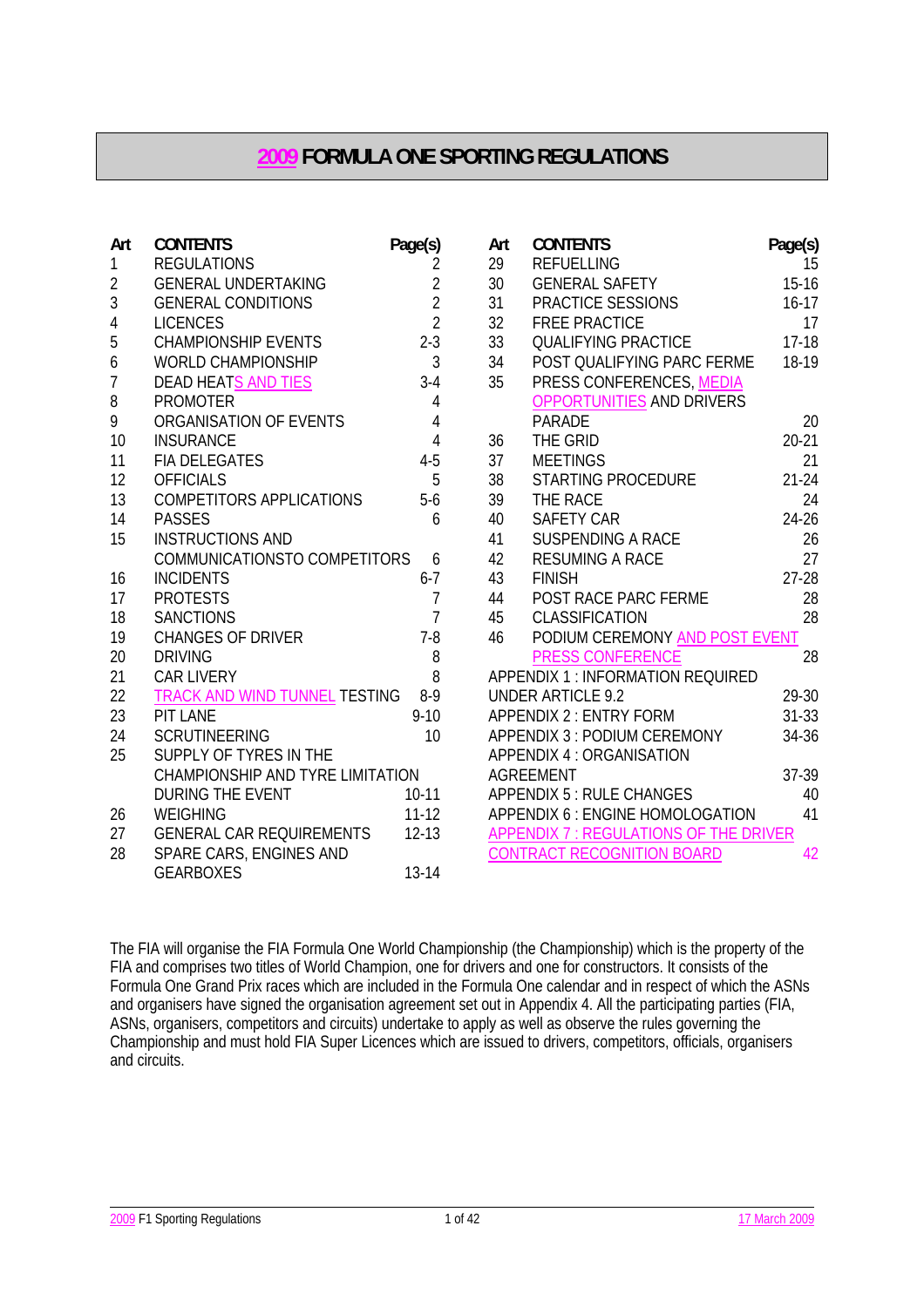# 2009 FORMULA ONE SPORTING REGULATIONS

| Art | CONTENTS | Page(s) |
|---|---|---|
| 1 | REGULATIONS | 2 |
| 2 | GENERAL UNDERTAKING | 2 |
| 3 | GENERAL CONDITIONS | 2 |
| 4 | LICENCES | 2 |
| 5 | CHAMPIONSHIP EVENTS | 2-3 |
| 6 | WORLD CHAMPIONSHIP | 3 |
| 7 | DEAD HEATS AND TIES | 3-4 |
| 8 | PROMOTER | 4 |
| 9 | ORGANISATION OF EVENTS | 4 |
| 10 | INSURANCE | 4 |
| 11 | FIA DELEGATES | 4-5 |
| 12 | OFFICIALS | 5 |
| 13 | COMPETITORS APPLICATIONS | 5-6 |
| 14 | PASSES | 6 |
| 15 | INSTRUCTIONS AND COMMUNICATIONSTO COMPETITORS | 6 |
| 16 | INCIDENTS | 6-7 |
| 17 | PROTESTS | 7 |
| 18 | SANCTIONS | 7 |
| 19 | CHANGES OF DRIVER | 7-8 |
| 20 | DRIVING | 8 |
| 21 | CAR LIVERY | 8 |
| 22 | TRACK AND WIND TUNNEL TESTING | 8-9 |
| 23 | PIT LANE | 9-10 |
| 24 | SCRUTINEERING | 10 |
| 25 | SUPPLY OF TYRES IN THE CHAMPIONSHIP AND TYRE LIMITATION DURING THE EVENT | 10-11 |
| 26 | WEIGHING | 11-12 |
| 27 | GENERAL CAR REQUIREMENTS | 12-13 |
| 28 | SPARE CARS, ENGINES AND GEARBOXES | 13-14 |
| 29 | REFUELLING | 15 |
| 30 | GENERAL SAFETY | 15-16 |
| 31 | PRACTICE SESSIONS | 16-17 |
| 32 | FREE PRACTICE | 17 |
| 33 | QUALIFYING PRACTICE | 17-18 |
| 34 | POST QUALIFYING PARC FERME | 18-19 |
| 35 | PRESS CONFERENCES, MEDIA OPPORTUNITIES AND DRIVERS PARADE | 20 |
| 36 | THE GRID | 20-21 |
| 37 | MEETINGS | 21 |
| 38 | STARTING PROCEDURE | 21-24 |
| 39 | THE RACE | 24 |
| 40 | SAFETY CAR | 24-26 |
| 41 | SUSPENDING A RACE | 26 |
| 42 | RESUMING A RACE | 27 |
| 43 | FINISH | 27-28 |
| 44 | POST RACE PARC FERME | 28 |
| 45 | CLASSIFICATION | 28 |
| 46 | PODIUM CEREMONY AND POST EVENT PRESS CONFERENCE | 28 |
| | APPENDIX 1 : INFORMATION REQUIRED UNDER ARTICLE 9.2 | 29-30 |
| | APPENDIX 2 : ENTRY FORM | 31-33 |
| | APPENDIX 3 : PODIUM CEREMONY | 34-36 |
| | APPENDIX 4 : ORGANISATION AGREEMENT | 37-39 |
| | APPENDIX 5 : RULE CHANGES | 40 |
| | APPENDIX 6 : ENGINE HOMOLOGATION | 41 |
| | APPENDIX 7 : REGULATIONS OF THE DRIVER CONTRACT RECOGNITION BOARD | 42 |

The FIA will organise the FIA Formula One World Championship (the Championship) which is the property of the FIA and comprises two titles of World Champion, one for drivers and one for constructors. It consists of the Formula One Grand Prix races which are included in the Formula One calendar and in respect of which the ASNs and organisers have signed the organisation agreement set out in Appendix 4. All the participating parties (FIA, ASNs, organisers, competitors and circuits) undertake to apply as well as observe the rules governing the Championship and must hold FIA Super Licences which are issued to drivers, competitors, officials, organisers and circuits.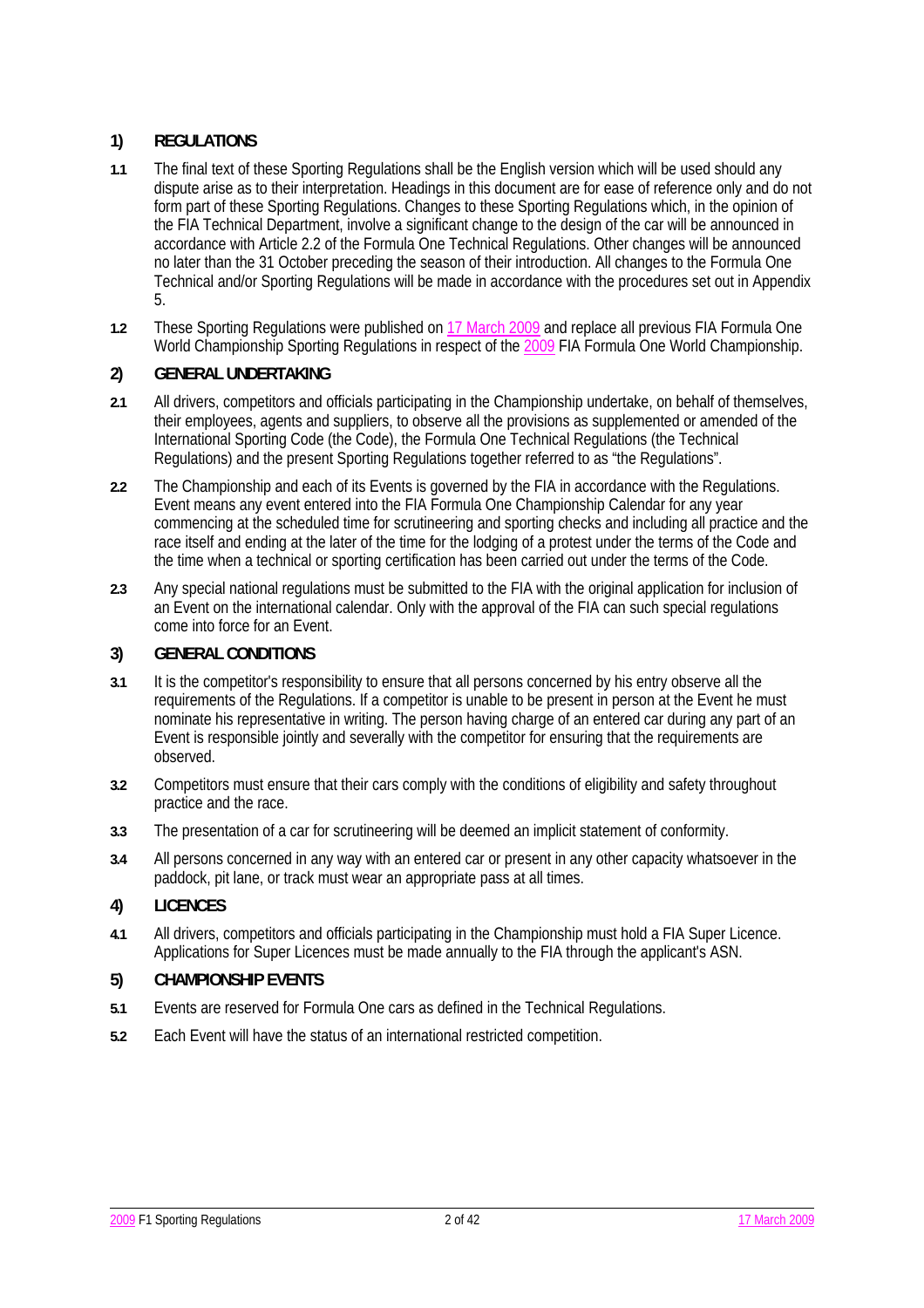## 1) REGULATIONS

**1.1** The final text of these Sporting Regulations shall be the English version which will be used should any dispute arise as to their interpretation. Headings in this document are for ease of reference only and do not form part of these Sporting Regulations. Changes to these Sporting Regulations which, in the opinion of the FIA Technical Department, involve a significant change to the design of the car will be announced in accordance with Article 2.2 of the Formula One Technical Regulations. Other changes will be announced no later than the 31 October preceding the season of their introduction. All changes to the Formula One Technical and/or Sporting Regulations will be made in accordance with the procedures set out in Appendix 5.

**1.2** These Sporting Regulations were published on 17 March 2009 and replace all previous FIA Formula One World Championship Sporting Regulations in respect of the 2009 FIA Formula One World Championship.

## 2) GENERAL UNDERTAKING

**2.1** All drivers, competitors and officials participating in the Championship undertake, on behalf of themselves, their employees, agents and suppliers, to observe all the provisions as supplemented or amended of the International Sporting Code (the Code), the Formula One Technical Regulations (the Technical Regulations) and the present Sporting Regulations together referred to as "the Regulations".

**2.2** The Championship and each of its Events is governed by the FIA in accordance with the Regulations. Event means any event entered into the FIA Formula One Championship Calendar for any year commencing at the scheduled time for scrutineering and sporting checks and including all practice and the race itself and ending at the later of the time for the lodging of a protest under the terms of the Code and the time when a technical or sporting certification has been carried out under the terms of the Code.

**2.3** Any special national regulations must be submitted to the FIA with the original application for inclusion of an Event on the international calendar. Only with the approval of the FIA can such special regulations come into force for an Event.

## 3) GENERAL CONDITIONS

**3.1** It is the competitor's responsibility to ensure that all persons concerned by his entry observe all the requirements of the Regulations. If a competitor is unable to be present in person at the Event he must nominate his representative in writing. The person having charge of an entered car during any part of an Event is responsible jointly and severally with the competitor for ensuring that the requirements are observed.

**3.2** Competitors must ensure that their cars comply with the conditions of eligibility and safety throughout practice and the race.

**3.3** The presentation of a car for scrutineering will be deemed an implicit statement of conformity.

**3.4** All persons concerned in any way with an entered car or present in any other capacity whatsoever in the paddock, pit lane, or track must wear an appropriate pass at all times.

## 4) LICENCES

**4.1** All drivers, competitors and officials participating in the Championship must hold a FIA Super Licence. Applications for Super Licences must be made annually to the FIA through the applicant's ASN.

## 5) CHAMPIONSHIP EVENTS

**5.1** Events are reserved for Formula One cars as defined in the Technical Regulations.

**5.2** Each Event will have the status of an international restricted competition.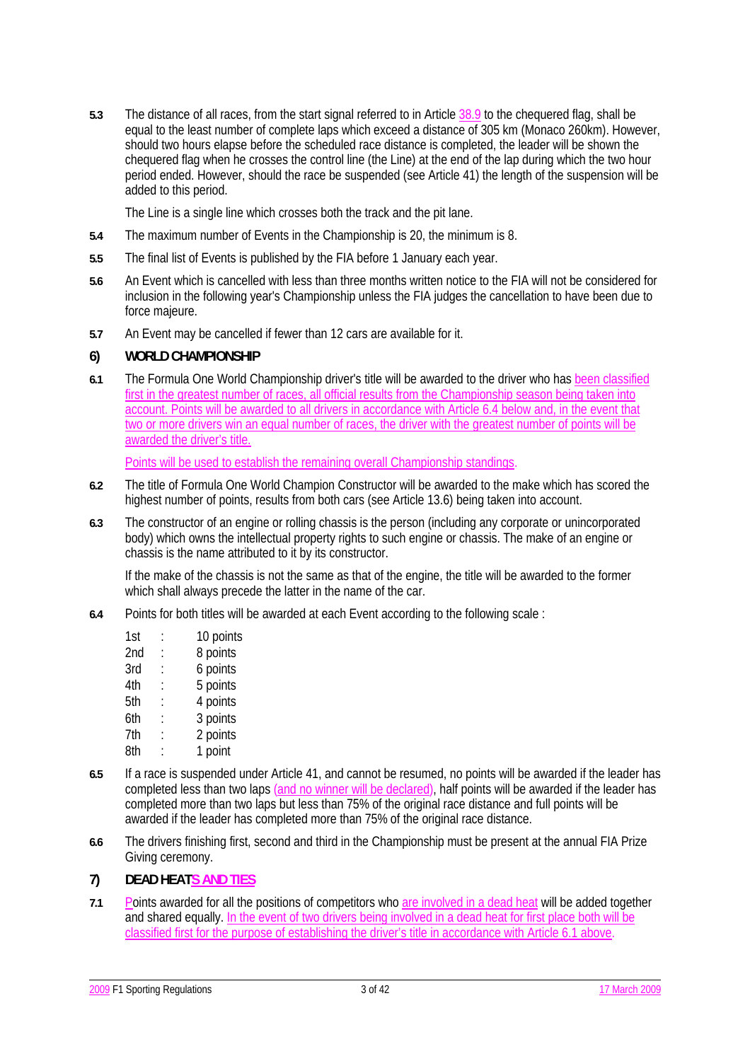**5.3** The distance of all races, from the start signal referred to in Article 38.9 to the chequered flag, shall be equal to the least number of complete laps which exceed a distance of 305 km (Monaco 260km). However, should two hours elapse before the scheduled race distance is completed, the leader will be shown the chequered flag when he crosses the control line (the Line) at the end of the lap during which the two hour period ended. However, should the race be suspended (see Article 41) the length of the suspension will be added to this period.

The Line is a single line which crosses both the track and the pit lane.

**5.4** The maximum number of Events in the Championship is 20, the minimum is 8.

**5.5** The final list of Events is published by the FIA before 1 January each year.

**5.6** An Event which is cancelled with less than three months written notice to the FIA will not be considered for inclusion in the following year's Championship unless the FIA judges the cancellation to have been due to force majeure.

**5.7** An Event may be cancelled if fewer than 12 cars are available for it.

## 6) WORLD CHAMPIONSHIP

**6.1** The Formula One World Championship driver's title will be awarded to the driver who has been classified first in the greatest number of races, all official results from the Championship season being taken into account. Points will be awarded to all drivers in accordance with Article 6.4 below and, in the event that two or more drivers win an equal number of races, the driver with the greatest number of points will be awarded the driver's title.

Points will be used to establish the remaining overall Championship standings.

**6.2** The title of Formula One World Champion Constructor will be awarded to the make which has scored the highest number of points, results from both cars (see Article 13.6) being taken into account.

**6.3** The constructor of an engine or rolling chassis is the person (including any corporate or unincorporated body) which owns the intellectual property rights to such engine or chassis. The make of an engine or chassis is the name attributed to it by its constructor.

If the make of the chassis is not the same as that of the engine, the title will be awarded to the former which shall always precede the latter in the name of the car.

**6.4** Points for both titles will be awarded at each Event according to the following scale :

| | | |
|---|---|---|
| 1st | : | 10 points |
| 2nd | : | 8 points |
| 3rd | : | 6 points |
| 4th | : | 5 points |
| 5th | : | 4 points |
| 6th | : | 3 points |
| 7th | : | 2 points |
| 8th | : | 1 point |

**6.5** If a race is suspended under Article 41, and cannot be resumed, no points will be awarded if the leader has completed less than two laps (and no winner will be declared), half points will be awarded if the leader has completed more than two laps but less than 75% of the original race distance and full points will be awarded if the leader has completed more than 75% of the original race distance.

**6.6** The drivers finishing first, second and third in the Championship must be present at the annual FIA Prize Giving ceremony.

## 7) DEAD HEATS AND TIES

**7.1** Points awarded for all the positions of competitors who are involved in a dead heat will be added together and shared equally. In the event of two drivers being involved in a dead heat for first place both will be classified first for the purpose of establishing the driver's title in accordance with Article 6.1 above.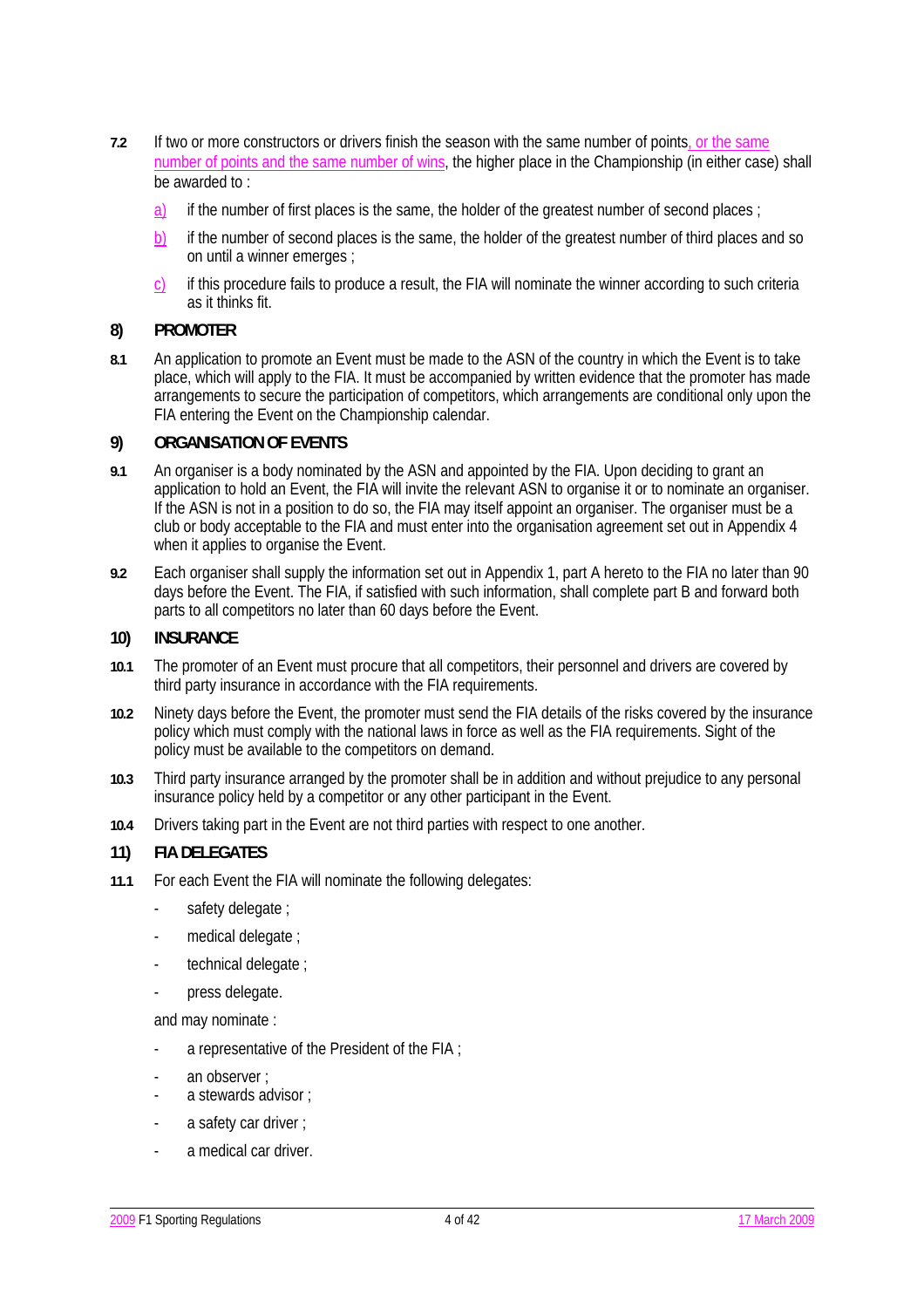**7.2** If two or more constructors or drivers finish the season with the same number of points, or the same number of points and the same number of wins, the higher place in the Championship (in either case) shall be awarded to :

a) if the number of first places is the same, the holder of the greatest number of second places ;

b) if the number of second places is the same, the holder of the greatest number of third places and so on until a winner emerges ;

c) if this procedure fails to produce a result, the FIA will nominate the winner according to such criteria as it thinks fit.

## 8) PROMOTER

**8.1** An application to promote an Event must be made to the ASN of the country in which the Event is to take place, which will apply to the FIA. It must be accompanied by written evidence that the promoter has made arrangements to secure the participation of competitors, which arrangements are conditional only upon the FIA entering the Event on the Championship calendar.

## 9) ORGANISATION OF EVENTS

**9.1** An organiser is a body nominated by the ASN and appointed by the FIA. Upon deciding to grant an application to hold an Event, the FIA will invite the relevant ASN to organise it or to nominate an organiser. If the ASN is not in a position to do so, the FIA may itself appoint an organiser. The organiser must be a club or body acceptable to the FIA and must enter into the organisation agreement set out in Appendix 4 when it applies to organise the Event.

**9.2** Each organiser shall supply the information set out in Appendix 1, part A hereto to the FIA no later than 90 days before the Event. The FIA, if satisfied with such information, shall complete part B and forward both parts to all competitors no later than 60 days before the Event.

## 10) INSURANCE

**10.1** The promoter of an Event must procure that all competitors, their personnel and drivers are covered by third party insurance in accordance with the FIA requirements.

**10.2** Ninety days before the Event, the promoter must send the FIA details of the risks covered by the insurance policy which must comply with the national laws in force as well as the FIA requirements. Sight of the policy must be available to the competitors on demand.

**10.3** Third party insurance arranged by the promoter shall be in addition and without prejudice to any personal insurance policy held by a competitor or any other participant in the Event.

**10.4** Drivers taking part in the Event are not third parties with respect to one another.

## 11) FIA DELEGATES

**11.1** For each Event the FIA will nominate the following delegates:

- safety delegate ;
- medical delegate ;
- technical delegate ;
- press delegate.

and may nominate :

- a representative of the President of the FIA ;
- an observer ;
- a stewards advisor ;
- a safety car driver ;
- a medical car driver.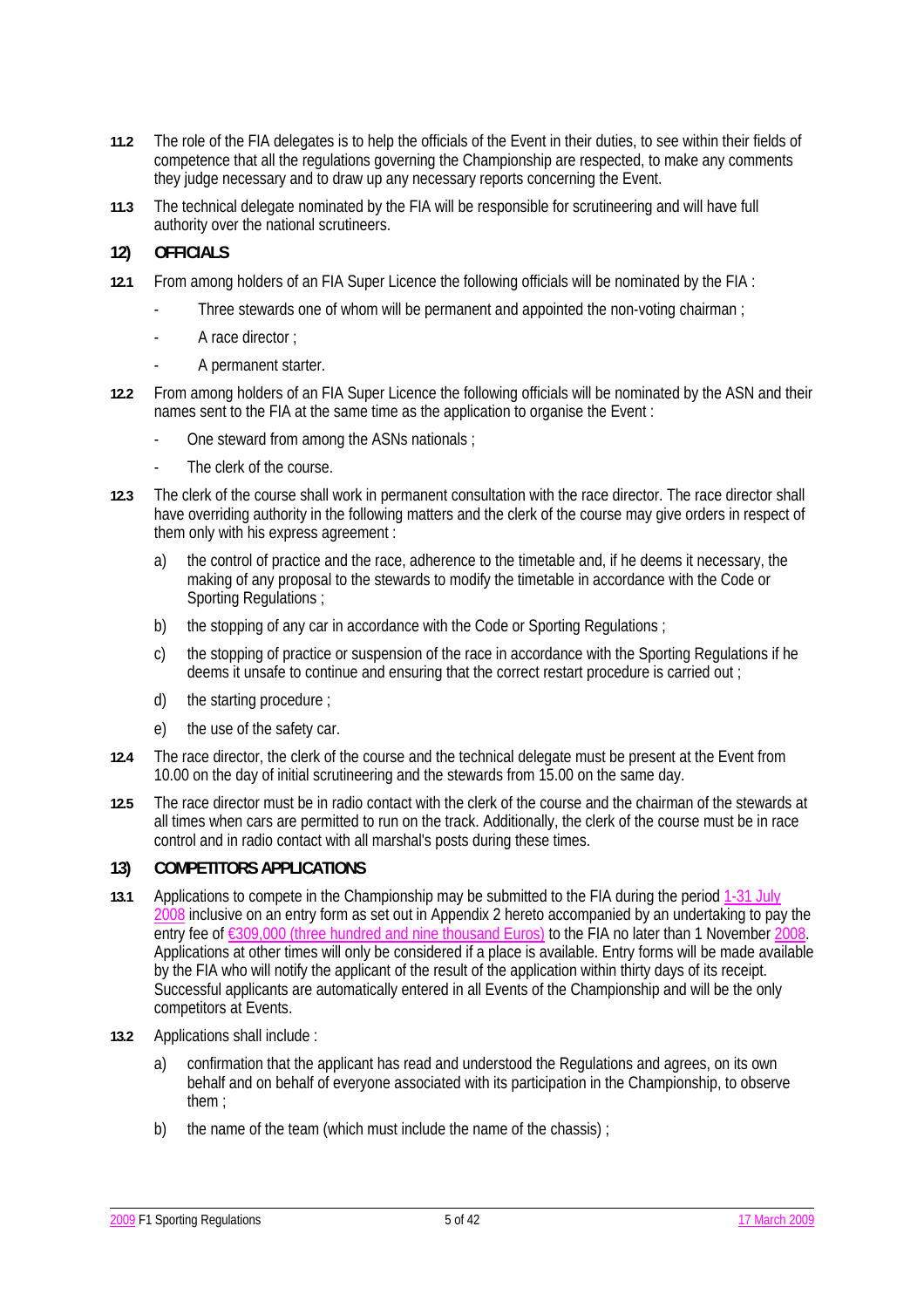**11.2** The role of the FIA delegates is to help the officials of the Event in their duties, to see within their fields of competence that all the regulations governing the Championship are respected, to make any comments they judge necessary and to draw up any necessary reports concerning the Event.

**11.3** The technical delegate nominated by the FIA will be responsible for scrutineering and will have full authority over the national scrutineers.

## 12) OFFICIALS

**12.1** From among holders of an FIA Super Licence the following officials will be nominated by the FIA :

- Three stewards one of whom will be permanent and appointed the non-voting chairman ;
- A race director ;
- A permanent starter.

**12.2** From among holders of an FIA Super Licence the following officials will be nominated by the ASN and their names sent to the FIA at the same time as the application to organise the Event :

- One steward from among the ASNs nationals ;
- The clerk of the course.

**12.3** The clerk of the course shall work in permanent consultation with the race director. The race director shall have overriding authority in the following matters and the clerk of the course may give orders in respect of them only with his express agreement :

a) the control of practice and the race, adherence to the timetable and, if he deems it necessary, the making of any proposal to the stewards to modify the timetable in accordance with the Code or Sporting Regulations ;

b) the stopping of any car in accordance with the Code or Sporting Regulations ;

c) the stopping of practice or suspension of the race in accordance with the Sporting Regulations if he deems it unsafe to continue and ensuring that the correct restart procedure is carried out ;

d) the starting procedure ;

e) the use of the safety car.

**12.4** The race director, the clerk of the course and the technical delegate must be present at the Event from 10.00 on the day of initial scrutineering and the stewards from 15.00 on the same day.

**12.5** The race director must be in radio contact with the clerk of the course and the chairman of the stewards at all times when cars are permitted to run on the track. Additionally, the clerk of the course must be in race control and in radio contact with all marshal's posts during these times.

## 13) COMPETITORS APPLICATIONS

**13.1** Applications to compete in the Championship may be submitted to the FIA during the period 1-31 July 2008 inclusive on an entry form as set out in Appendix 2 hereto accompanied by an undertaking to pay the entry fee of €309,000 (three hundred and nine thousand Euros) to the FIA no later than 1 November 2008. Applications at other times will only be considered if a place is available. Entry forms will be made available by the FIA who will notify the applicant of the result of the application within thirty days of its receipt. Successful applicants are automatically entered in all Events of the Championship and will be the only competitors at Events.

**13.2** Applications shall include :

a) confirmation that the applicant has read and understood the Regulations and agrees, on its own behalf and on behalf of everyone associated with its participation in the Championship, to observe them ;

b) the name of the team (which must include the name of the chassis) ;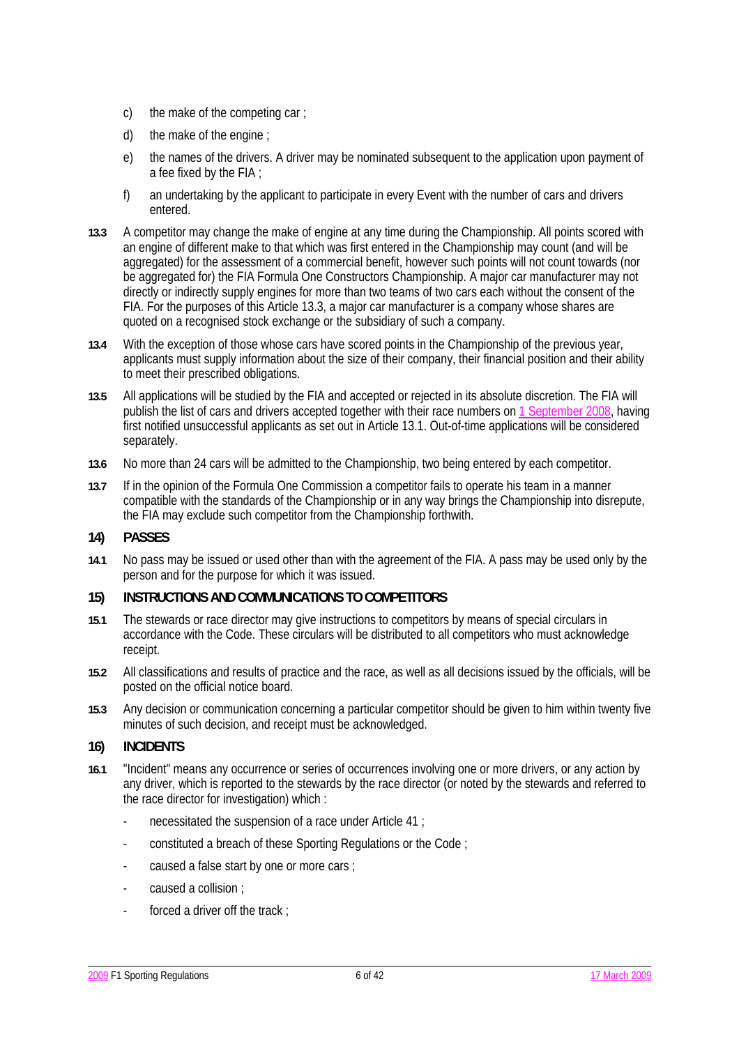c) the make of the competing car ;

d) the make of the engine ;

e) the names of the drivers. A driver may be nominated subsequent to the application upon payment of a fee fixed by the FIA ;

f) an undertaking by the applicant to participate in every Event with the number of cars and drivers entered.

**13.3** A competitor may change the make of engine at any time during the Championship. All points scored with an engine of different make to that which was first entered in the Championship may count (and will be aggregated) for the assessment of a commercial benefit, however such points will not count towards (nor be aggregated for) the FIA Formula One Constructors Championship. A major car manufacturer may not directly or indirectly supply engines for more than two teams of two cars each without the consent of the FIA. For the purposes of this Article 13.3, a major car manufacturer is a company whose shares are quoted on a recognised stock exchange or the subsidiary of such a company.

**13.4** With the exception of those whose cars have scored points in the Championship of the previous year, applicants must supply information about the size of their company, their financial position and their ability to meet their prescribed obligations.

**13.5** All applications will be studied by the FIA and accepted or rejected in its absolute discretion. The FIA will publish the list of cars and drivers accepted together with their race numbers on 1 September 2008, having first notified unsuccessful applicants as set out in Article 13.1. Out-of-time applications will be considered separately.

**13.6** No more than 24 cars will be admitted to the Championship, two being entered by each competitor.

**13.7** If in the opinion of the Formula One Commission a competitor fails to operate his team in a manner compatible with the standards of the Championship or in any way brings the Championship into disrepute, the FIA may exclude such competitor from the Championship forthwith.

## 14) PASSES

**14.1** No pass may be issued or used other than with the agreement of the FIA. A pass may be used only by the person and for the purpose for which it was issued.

## 15) INSTRUCTIONS AND COMMUNICATIONS TO COMPETITORS

**15.1** The stewards or race director may give instructions to competitors by means of special circulars in accordance with the Code. These circulars will be distributed to all competitors who must acknowledge receipt.

**15.2** All classifications and results of practice and the race, as well as all decisions issued by the officials, will be posted on the official notice board.

**15.3** Any decision or communication concerning a particular competitor should be given to him within twenty five minutes of such decision, and receipt must be acknowledged.

## 16) INCIDENTS

**16.1** "Incident" means any occurrence or series of occurrences involving one or more drivers, or any action by any driver, which is reported to the stewards by the race director (or noted by the stewards and referred to the race director for investigation) which :

- necessitated the suspension of a race under Article 41 ;
- constituted a breach of these Sporting Regulations or the Code ;
- caused a false start by one or more cars ;
- caused a collision ;
- forced a driver off the track ;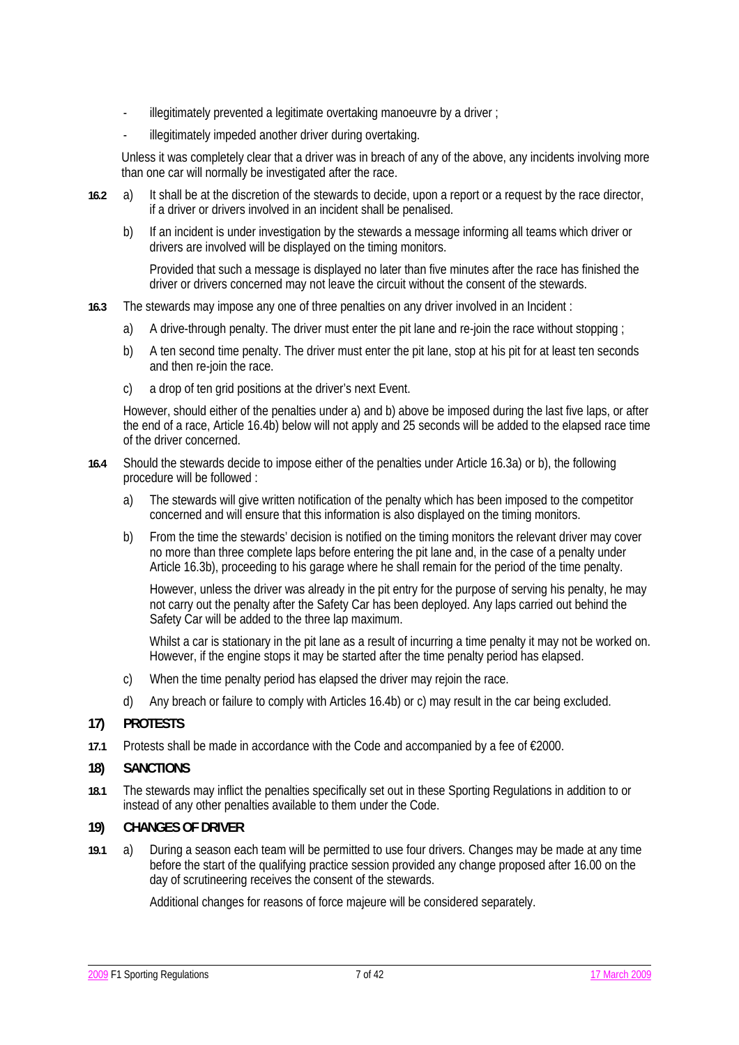- illegitimately prevented a legitimate overtaking manoeuvre by a driver ;
- illegitimately impeded another driver during overtaking.

Unless it was completely clear that a driver was in breach of any of the above, any incidents involving more than one car will normally be investigated after the race.

**16.2** a) It shall be at the discretion of the stewards to decide, upon a report or a request by the race director, if a driver or drivers involved in an incident shall be penalised.

b) If an incident is under investigation by the stewards a message informing all teams which driver or drivers are involved will be displayed on the timing monitors.

Provided that such a message is displayed no later than five minutes after the race has finished the driver or drivers concerned may not leave the circuit without the consent of the stewards.

**16.3** The stewards may impose any one of three penalties on any driver involved in an Incident :

a) A drive-through penalty. The driver must enter the pit lane and re-join the race without stopping ;

b) A ten second time penalty. The driver must enter the pit lane, stop at his pit for at least ten seconds and then re-join the race.

c) a drop of ten grid positions at the driver's next Event.

However, should either of the penalties under a) and b) above be imposed during the last five laps, or after the end of a race, Article 16.4b) below will not apply and 25 seconds will be added to the elapsed race time of the driver concerned.

**16.4** Should the stewards decide to impose either of the penalties under Article 16.3a) or b), the following procedure will be followed :

a) The stewards will give written notification of the penalty which has been imposed to the competitor concerned and will ensure that this information is also displayed on the timing monitors.

b) From the time the stewards' decision is notified on the timing monitors the relevant driver may cover no more than three complete laps before entering the pit lane and, in the case of a penalty under Article 16.3b), proceeding to his garage where he shall remain for the period of the time penalty.

However, unless the driver was already in the pit entry for the purpose of serving his penalty, he may not carry out the penalty after the Safety Car has been deployed. Any laps carried out behind the Safety Car will be added to the three lap maximum.

Whilst a car is stationary in the pit lane as a result of incurring a time penalty it may not be worked on. However, if the engine stops it may be started after the time penalty period has elapsed.

c) When the time penalty period has elapsed the driver may rejoin the race.

d) Any breach or failure to comply with Articles 16.4b) or c) may result in the car being excluded.

## 17) PROTESTS

**17.1** Protests shall be made in accordance with the Code and accompanied by a fee of €2000.

## 18) SANCTIONS

**18.1** The stewards may inflict the penalties specifically set out in these Sporting Regulations in addition to or instead of any other penalties available to them under the Code.

## 19) CHANGES OF DRIVER

**19.1** a) During a season each team will be permitted to use four drivers. Changes may be made at any time before the start of the qualifying practice session provided any change proposed after 16.00 on the day of scrutineering receives the consent of the stewards.

Additional changes for reasons of force majeure will be considered separately.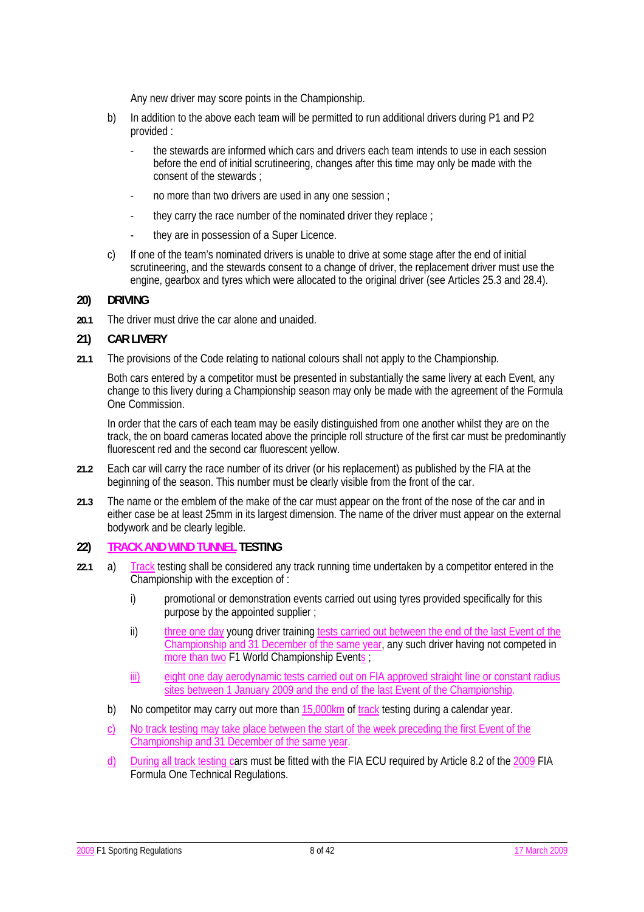Any new driver may score points in the Championship.

b) In addition to the above each team will be permitted to run additional drivers during P1 and P2 provided :

- the stewards are informed which cars and drivers each team intends to use in each session before the end of initial scrutineering, changes after this time may only be made with the consent of the stewards ;
- no more than two drivers are used in any one session ;
- they carry the race number of the nominated driver they replace ;
- they are in possession of a Super Licence.

c) If one of the team's nominated drivers is unable to drive at some stage after the end of initial scrutineering, and the stewards consent to a change of driver, the replacement driver must use the engine, gearbox and tyres which were allocated to the original driver (see Articles 25.3 and 28.4).

## 20) DRIVING

**20.1** The driver must drive the car alone and unaided.

## 21) CAR LIVERY

**21.1** The provisions of the Code relating to national colours shall not apply to the Championship.

Both cars entered by a competitor must be presented in substantially the same livery at each Event, any change to this livery during a Championship season may only be made with the agreement of the Formula One Commission.

In order that the cars of each team may be easily distinguished from one another whilst they are on the track, the on board cameras located above the principle roll structure of the first car must be predominantly fluorescent red and the second car fluorescent yellow.

**21.2** Each car will carry the race number of its driver (or his replacement) as published by the FIA at the beginning of the season. This number must be clearly visible from the front of the car.

**21.3** The name or the emblem of the make of the car must appear on the front of the nose of the car and in either case be at least 25mm in its largest dimension. The name of the driver must appear on the external bodywork and be clearly legible.

## 22) TRACK AND WIND TUNNEL TESTING

**22.1** a) Track testing shall be considered any track running time undertaken by a competitor entered in the Championship with the exception of :

i) promotional or demonstration events carried out using tyres provided specifically for this purpose by the appointed supplier ;

ii) three one day young driver training tests carried out between the end of the last Event of the Championship and 31 December of the same year, any such driver having not competed in more than two F1 World Championship Events ;

iii) eight one day aerodynamic tests carried out on FIA approved straight line or constant radius sites between 1 January 2009 and the end of the last Event of the Championship.

b) No competitor may carry out more than 15,000km of track testing during a calendar year.

c) No track testing may take place between the start of the week preceding the first Event of the Championship and 31 December of the same year.

d) During all track testing cars must be fitted with the FIA ECU required by Article 8.2 of the 2009 FIA Formula One Technical Regulations.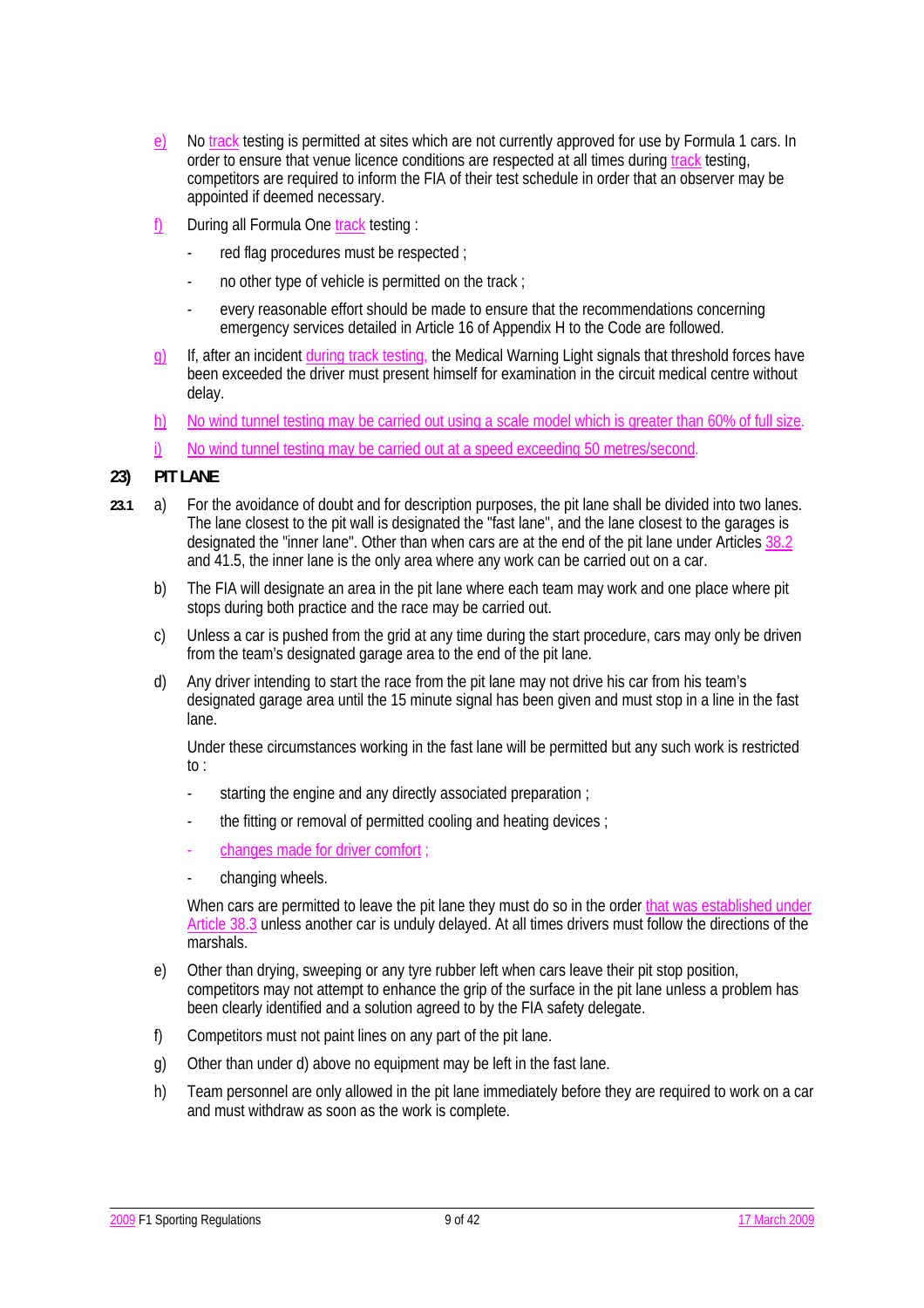e) No track testing is permitted at sites which are not currently approved for use by Formula 1 cars. In order to ensure that venue licence conditions are respected at all times during track testing, competitors are required to inform the FIA of their test schedule in order that an observer may be appointed if deemed necessary.

f) During all Formula One track testing :

- red flag procedures must be respected ;
- no other type of vehicle is permitted on the track ;
- every reasonable effort should be made to ensure that the recommendations concerning emergency services detailed in Article 16 of Appendix H to the Code are followed.

g) If, after an incident during track testing, the Medical Warning Light signals that threshold forces have been exceeded the driver must present himself for examination in the circuit medical centre without delay.

h) No wind tunnel testing may be carried out using a scale model which is greater than 60% of full size.

i) No wind tunnel testing may be carried out at a speed exceeding 50 metres/second.

## 23) PIT LANE

**23.1** a) For the avoidance of doubt and for description purposes, the pit lane shall be divided into two lanes. The lane closest to the pit wall is designated the "fast lane", and the lane closest to the garages is designated the "inner lane". Other than when cars are at the end of the pit lane under Articles 38.2 and 41.5, the inner lane is the only area where any work can be carried out on a car.

b) The FIA will designate an area in the pit lane where each team may work and one place where pit stops during both practice and the race may be carried out.

c) Unless a car is pushed from the grid at any time during the start procedure, cars may only be driven from the team's designated garage area to the end of the pit lane.

d) Any driver intending to start the race from the pit lane may not drive his car from his team's designated garage area until the 15 minute signal has been given and must stop in a line in the fast lane.

Under these circumstances working in the fast lane will be permitted but any such work is restricted to :

- starting the engine and any directly associated preparation ;
- the fitting or removal of permitted cooling and heating devices ;
- changes made for driver comfort ;
- changing wheels.

When cars are permitted to leave the pit lane they must do so in the order that was established under Article 38.3 unless another car is unduly delayed. At all times drivers must follow the directions of the marshals.

e) Other than drying, sweeping or any tyre rubber left when cars leave their pit stop position, competitors may not attempt to enhance the grip of the surface in the pit lane unless a problem has been clearly identified and a solution agreed to by the FIA safety delegate.

f) Competitors must not paint lines on any part of the pit lane.

g) Other than under d) above no equipment may be left in the fast lane.

h) Team personnel are only allowed in the pit lane immediately before they are required to work on a car and must withdraw as soon as the work is complete.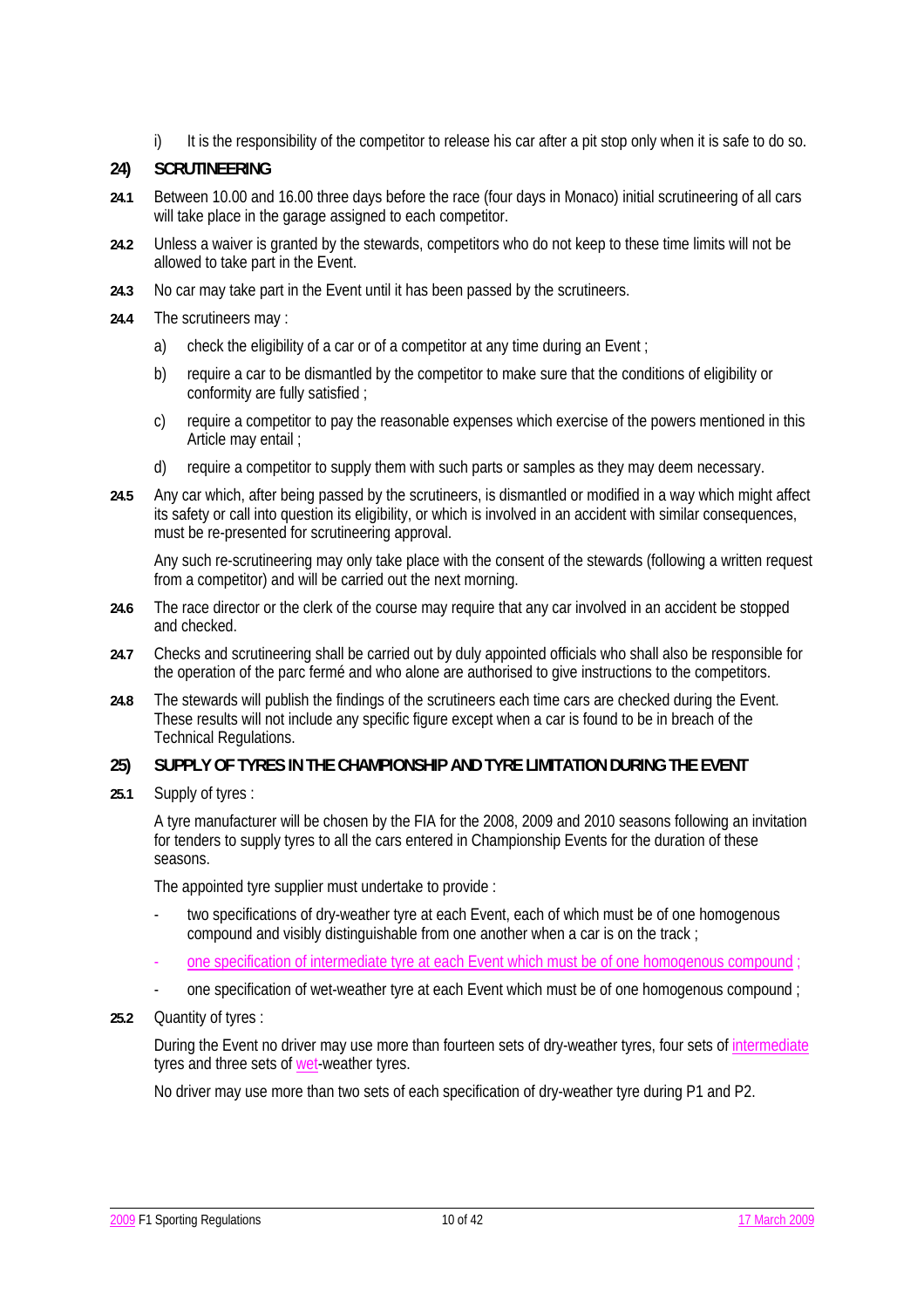i) It is the responsibility of the competitor to release his car after a pit stop only when it is safe to do so.

## 24) SCRUTINEERING

**24.1** Between 10.00 and 16.00 three days before the race (four days in Monaco) initial scrutineering of all cars will take place in the garage assigned to each competitor.

**24.2** Unless a waiver is granted by the stewards, competitors who do not keep to these time limits will not be allowed to take part in the Event.

**24.3** No car may take part in the Event until it has been passed by the scrutineers.

**24.4** The scrutineers may :

a) check the eligibility of a car or of a competitor at any time during an Event ;

b) require a car to be dismantled by the competitor to make sure that the conditions of eligibility or conformity are fully satisfied ;

c) require a competitor to pay the reasonable expenses which exercise of the powers mentioned in this Article may entail ;

d) require a competitor to supply them with such parts or samples as they may deem necessary.

**24.5** Any car which, after being passed by the scrutineers, is dismantled or modified in a way which might affect its safety or call into question its eligibility, or which is involved in an accident with similar consequences, must be re-presented for scrutineering approval.

Any such re-scrutineering may only take place with the consent of the stewards (following a written request from a competitor) and will be carried out the next morning.

**24.6** The race director or the clerk of the course may require that any car involved in an accident be stopped and checked.

**24.7** Checks and scrutineering shall be carried out by duly appointed officials who shall also be responsible for the operation of the parc fermé and who alone are authorised to give instructions to the competitors.

**24.8** The stewards will publish the findings of the scrutineers each time cars are checked during the Event. These results will not include any specific figure except when a car is found to be in breach of the Technical Regulations.

## 25) SUPPLY OF TYRES IN THE CHAMPIONSHIP AND TYRE LIMITATION DURING THE EVENT

**25.1** Supply of tyres :

A tyre manufacturer will be chosen by the FIA for the 2008, 2009 and 2010 seasons following an invitation for tenders to supply tyres to all the cars entered in Championship Events for the duration of these seasons.

The appointed tyre supplier must undertake to provide :

- two specifications of dry-weather tyre at each Event, each of which must be of one homogenous compound and visibly distinguishable from one another when a car is on the track ;
- one specification of intermediate tyre at each Event which must be of one homogenous compound ;
- one specification of wet-weather tyre at each Event which must be of one homogenous compound ;

**25.2** Quantity of tyres :

During the Event no driver may use more than fourteen sets of dry-weather tyres, four sets of intermediate tyres and three sets of wet-weather tyres.

No driver may use more than two sets of each specification of dry-weather tyre during P1 and P2.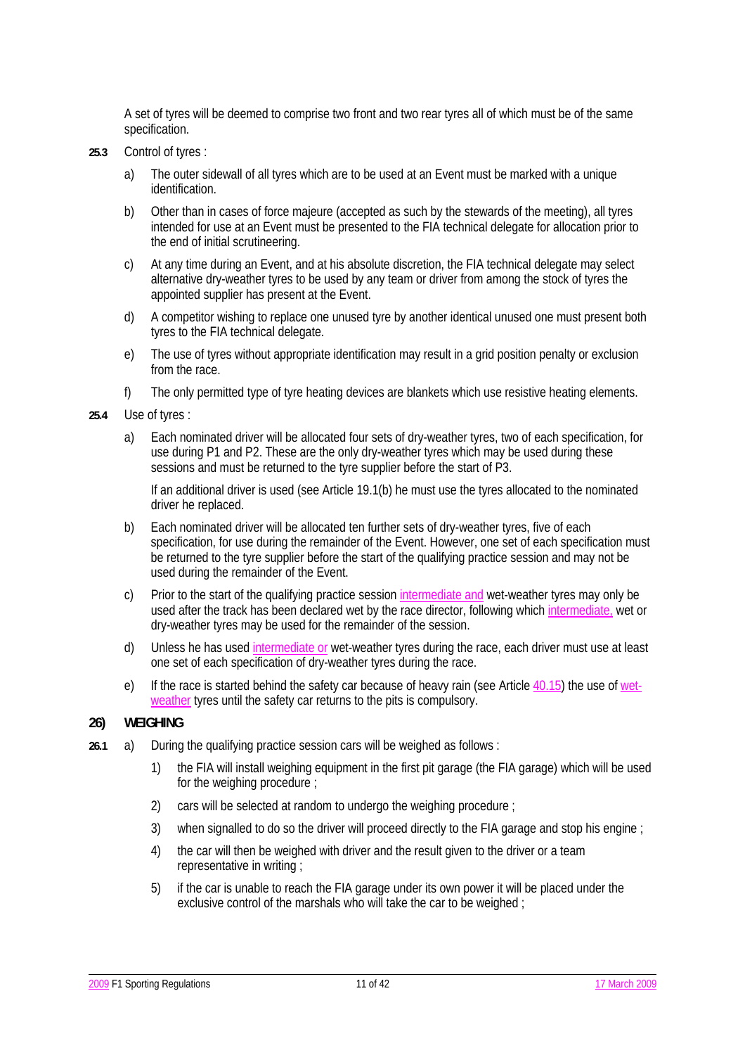A set of tyres will be deemed to comprise two front and two rear tyres all of which must be of the same specification.

**25.3** Control of tyres :

a) The outer sidewall of all tyres which are to be used at an Event must be marked with a unique identification.

b) Other than in cases of force majeure (accepted as such by the stewards of the meeting), all tyres intended for use at an Event must be presented to the FIA technical delegate for allocation prior to the end of initial scrutineering.

c) At any time during an Event, and at his absolute discretion, the FIA technical delegate may select alternative dry-weather tyres to be used by any team or driver from among the stock of tyres the appointed supplier has present at the Event.

d) A competitor wishing to replace one unused tyre by another identical unused one must present both tyres to the FIA technical delegate.

e) The use of tyres without appropriate identification may result in a grid position penalty or exclusion from the race.

f) The only permitted type of tyre heating devices are blankets which use resistive heating elements.

**25.4** Use of tyres :

a) Each nominated driver will be allocated four sets of dry-weather tyres, two of each specification, for use during P1 and P2. These are the only dry-weather tyres which may be used during these sessions and must be returned to the tyre supplier before the start of P3.

If an additional driver is used (see Article 19.1(b) he must use the tyres allocated to the nominated driver he replaced.

b) Each nominated driver will be allocated ten further sets of dry-weather tyres, five of each specification, for use during the remainder of the Event. However, one set of each specification must be returned to the tyre supplier before the start of the qualifying practice session and may not be used during the remainder of the Event.

c) Prior to the start of the qualifying practice session intermediate and wet-weather tyres may only be used after the track has been declared wet by the race director, following which intermediate, wet or dry-weather tyres may be used for the remainder of the session.

d) Unless he has used intermediate or wet-weather tyres during the race, each driver must use at least one set of each specification of dry-weather tyres during the race.

e) If the race is started behind the safety car because of heavy rain (see Article 40.15) the use of wet-weather tyres until the safety car returns to the pits is compulsory.

## 26) WEIGHING

**26.1** a) During the qualifying practice session cars will be weighed as follows :

1) the FIA will install weighing equipment in the first pit garage (the FIA garage) which will be used for the weighing procedure ;

2) cars will be selected at random to undergo the weighing procedure ;

3) when signalled to do so the driver will proceed directly to the FIA garage and stop his engine ;

4) the car will then be weighed with driver and the result given to the driver or a team representative in writing ;

5) if the car is unable to reach the FIA garage under its own power it will be placed under the exclusive control of the marshals who will take the car to be weighed ;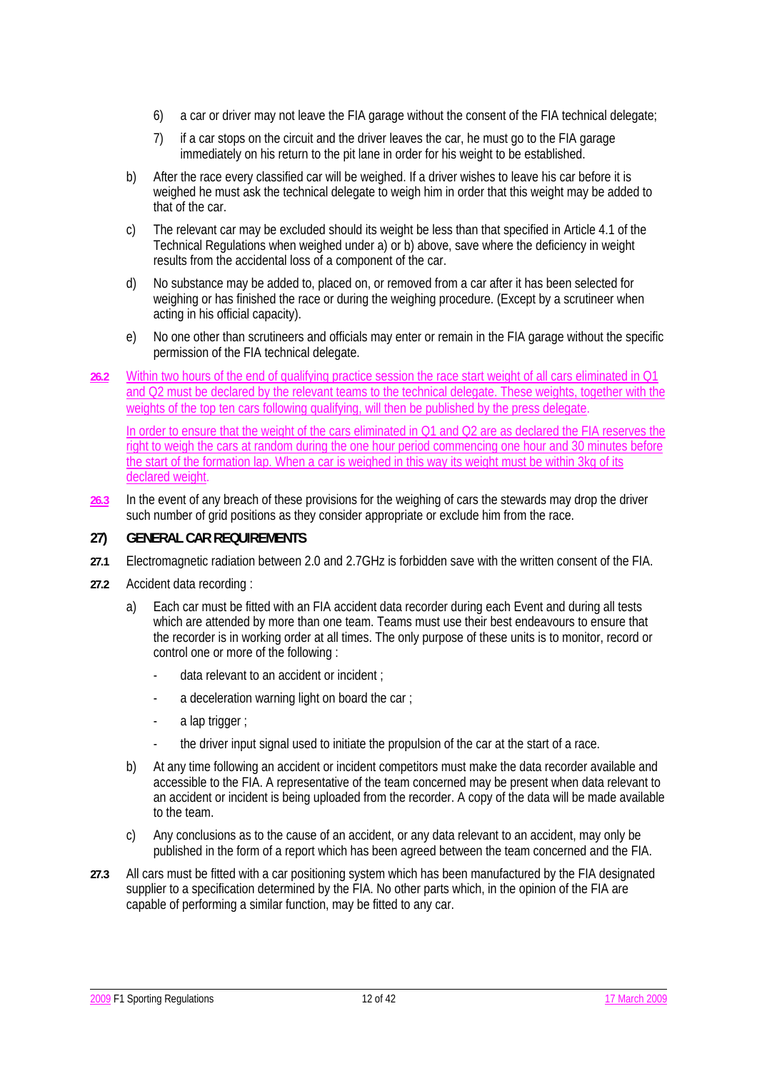6) a car or driver may not leave the FIA garage without the consent of the FIA technical delegate;

7) if a car stops on the circuit and the driver leaves the car, he must go to the FIA garage immediately on his return to the pit lane in order for his weight to be established.

b) After the race every classified car will be weighed. If a driver wishes to leave his car before it is weighed he must ask the technical delegate to weigh him in order that this weight may be added to that of the car.

c) The relevant car may be excluded should its weight be less than that specified in Article 4.1 of the Technical Regulations when weighed under a) or b) above, save where the deficiency in weight results from the accidental loss of a component of the car.

d) No substance may be added to, placed on, or removed from a car after it has been selected for weighing or has finished the race or during the weighing procedure. (Except by a scrutineer when acting in his official capacity).

e) No one other than scrutineers and officials may enter or remain in the FIA garage without the specific permission of the FIA technical delegate.

**26.2** Within two hours of the end of qualifying practice session the race start weight of all cars eliminated in Q1 and Q2 must be declared by the relevant teams to the technical delegate. These weights, together with the weights of the top ten cars following qualifying, will then be published by the press delegate.

In order to ensure that the weight of the cars eliminated in Q1 and Q2 are as declared the FIA reserves the right to weigh the cars at random during the one hour period commencing one hour and 30 minutes before the start of the formation lap. When a car is weighed in this way its weight must be within 3kg of its declared weight.

**26.3** In the event of any breach of these provisions for the weighing of cars the stewards may drop the driver such number of grid positions as they consider appropriate or exclude him from the race.

## 27) GENERAL CAR REQUIREMENTS

**27.1** Electromagnetic radiation between 2.0 and 2.7GHz is forbidden save with the written consent of the FIA.

**27.2** Accident data recording :

a) Each car must be fitted with an FIA accident data recorder during each Event and during all tests which are attended by more than one team. Teams must use their best endeavours to ensure that the recorder is in working order at all times. The only purpose of these units is to monitor, record or control one or more of the following :

- data relevant to an accident or incident ;
- a deceleration warning light on board the car ;
- a lap trigger ;
- the driver input signal used to initiate the propulsion of the car at the start of a race.

b) At any time following an accident or incident competitors must make the data recorder available and accessible to the FIA. A representative of the team concerned may be present when data relevant to an accident or incident is being uploaded from the recorder. A copy of the data will be made available to the team.

c) Any conclusions as to the cause of an accident, or any data relevant to an accident, may only be published in the form of a report which has been agreed between the team concerned and the FIA.

**27.3** All cars must be fitted with a car positioning system which has been manufactured by the FIA designated supplier to a specification determined by the FIA. No other parts which, in the opinion of the FIA are capable of performing a similar function, may be fitted to any car.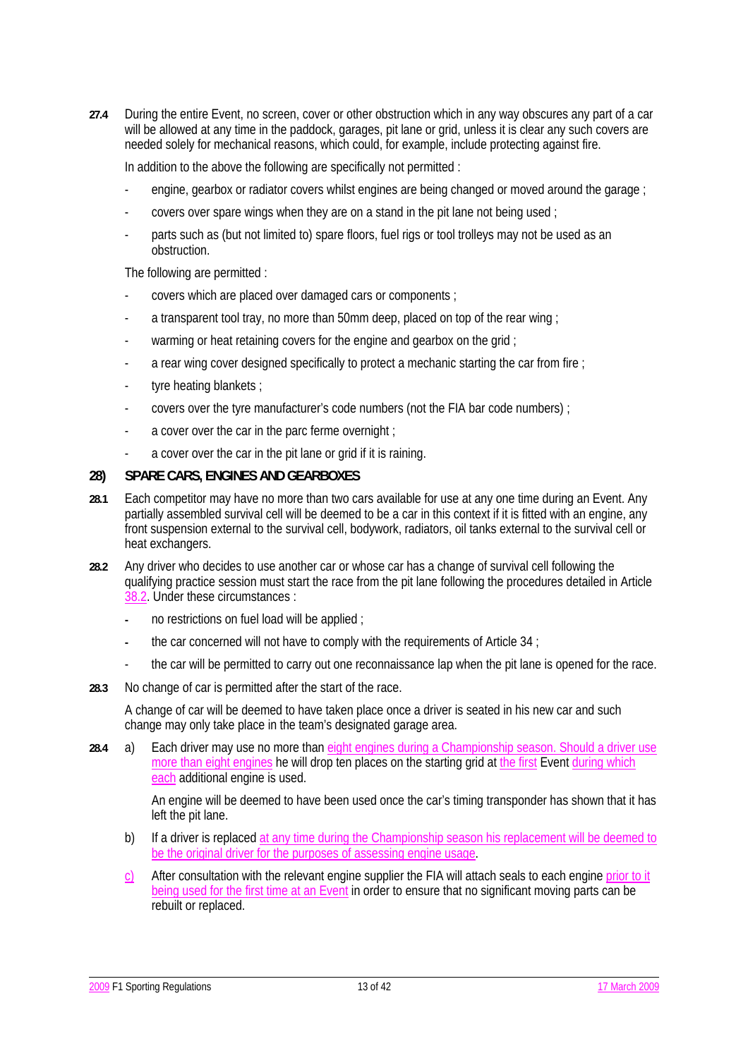**27.4** During the entire Event, no screen, cover or other obstruction which in any way obscures any part of a car will be allowed at any time in the paddock, garages, pit lane or grid, unless it is clear any such covers are needed solely for mechanical reasons, which could, for example, include protecting against fire.

In addition to the above the following are specifically not permitted :

- engine, gearbox or radiator covers whilst engines are being changed or moved around the garage ;
- covers over spare wings when they are on a stand in the pit lane not being used ;
- parts such as (but not limited to) spare floors, fuel rigs or tool trolleys may not be used as an obstruction.

The following are permitted :

- covers which are placed over damaged cars or components ;
- a transparent tool tray, no more than 50mm deep, placed on top of the rear wing ;
- warming or heat retaining covers for the engine and gearbox on the grid ;
- a rear wing cover designed specifically to protect a mechanic starting the car from fire ;
- tyre heating blankets ;
- covers over the tyre manufacturer's code numbers (not the FIA bar code numbers) ;
- a cover over the car in the parc ferme overnight ;
- a cover over the car in the pit lane or grid if it is raining.

## 28) SPARE CARS, ENGINES AND GEARBOXES

**28.1** Each competitor may have no more than two cars available for use at any one time during an Event. Any partially assembled survival cell will be deemed to be a car in this context if it is fitted with an engine, any front suspension external to the survival cell, bodywork, radiators, oil tanks external to the survival cell or heat exchangers.

**28.2** Any driver who decides to use another car or whose car has a change of survival cell following the qualifying practice session must start the race from the pit lane following the procedures detailed in Article 38.2. Under these circumstances :

- no restrictions on fuel load will be applied ;
- the car concerned will not have to comply with the requirements of Article 34 ;
- the car will be permitted to carry out one reconnaissance lap when the pit lane is opened for the race.

**28.3** No change of car is permitted after the start of the race.

A change of car will be deemed to have taken place once a driver is seated in his new car and such change may only take place in the team's designated garage area.

**28.4** a) Each driver may use no more than eight engines during a Championship season. Should a driver use more than eight engines he will drop ten places on the starting grid at the first Event during which each additional engine is used.

An engine will be deemed to have been used once the car's timing transponder has shown that it has left the pit lane.

b) If a driver is replaced at any time during the Championship season his replacement will be deemed to be the original driver for the purposes of assessing engine usage.

c) After consultation with the relevant engine supplier the FIA will attach seals to each engine prior to it being used for the first time at an Event in order to ensure that no significant moving parts can be rebuilt or replaced.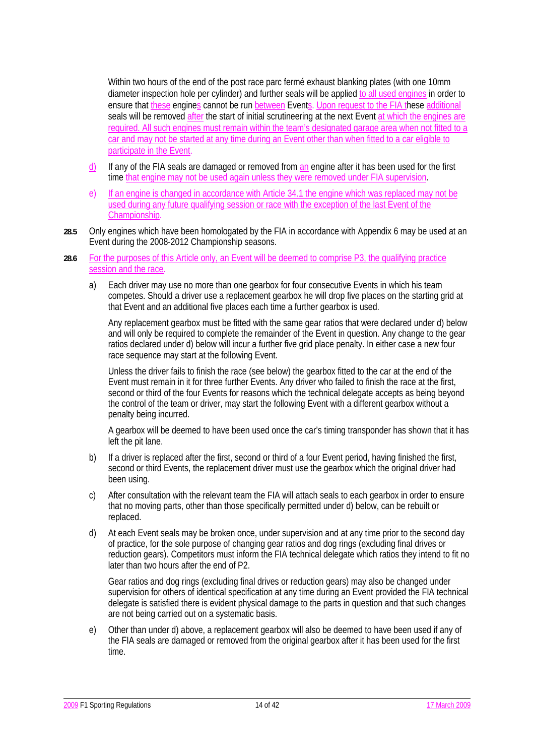Within two hours of the end of the post race parc fermé exhaust blanking plates (with one 10mm diameter inspection hole per cylinder) and further seals will be applied to all used engines in order to ensure that these engines cannot be run between Events. Upon request to the FIA these additional seals will be removed after the start of initial scrutineering at the next Event at which the engines are required. All such engines must remain within the team's designated garage area when not fitted to a car and may not be started at any time during an Event other than when fitted to a car eligible to participate in the Event.

d) If any of the FIA seals are damaged or removed from an engine after it has been used for the first time that engine may not be used again unless they were removed under FIA supervision.

e) If an engine is changed in accordance with Article 34.1 the engine which was replaced may not be used during any future qualifying session or race with the exception of the last Event of the Championship.

**28.5** Only engines which have been homologated by the FIA in accordance with Appendix 6 may be used at an Event during the 2008-2012 Championship seasons.

**28.6** For the purposes of this Article only, an Event will be deemed to comprise P3, the qualifying practice session and the race.

a) Each driver may use no more than one gearbox for four consecutive Events in which his team competes. Should a driver use a replacement gearbox he will drop five places on the starting grid at that Event and an additional five places each time a further gearbox is used.

Any replacement gearbox must be fitted with the same gear ratios that were declared under d) below and will only be required to complete the remainder of the Event in question. Any change to the gear ratios declared under d) below will incur a further five grid place penalty. In either case a new four race sequence may start at the following Event.

Unless the driver fails to finish the race (see below) the gearbox fitted to the car at the end of the Event must remain in it for three further Events. Any driver who failed to finish the race at the first, second or third of the four Events for reasons which the technical delegate accepts as being beyond the control of the team or driver, may start the following Event with a different gearbox without a penalty being incurred.

A gearbox will be deemed to have been used once the car's timing transponder has shown that it has left the pit lane.

b) If a driver is replaced after the first, second or third of a four Event period, having finished the first, second or third Events, the replacement driver must use the gearbox which the original driver had been using.

c) After consultation with the relevant team the FIA will attach seals to each gearbox in order to ensure that no moving parts, other than those specifically permitted under d) below, can be rebuilt or replaced.

d) At each Event seals may be broken once, under supervision and at any time prior to the second day of practice, for the sole purpose of changing gear ratios and dog rings (excluding final drives or reduction gears). Competitors must inform the FIA technical delegate which ratios they intend to fit no later than two hours after the end of P2.

Gear ratios and dog rings (excluding final drives or reduction gears) may also be changed under supervision for others of identical specification at any time during an Event provided the FIA technical delegate is satisfied there is evident physical damage to the parts in question and that such changes are not being carried out on a systematic basis.

e) Other than under d) above, a replacement gearbox will also be deemed to have been used if any of the FIA seals are damaged or removed from the original gearbox after it has been used for the first time.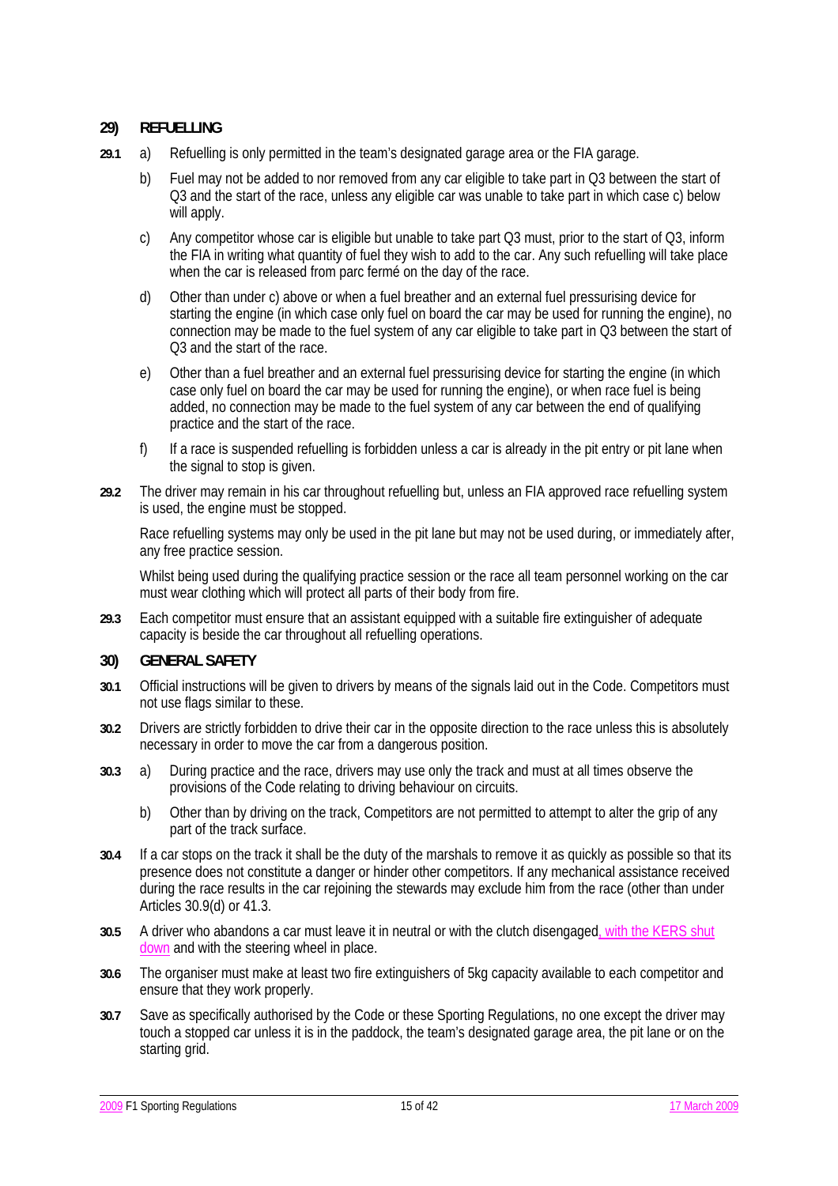## 29) REFUELLING

**29.1** a) Refuelling is only permitted in the team's designated garage area or the FIA garage.

b) Fuel may not be added to nor removed from any car eligible to take part in Q3 between the start of Q3 and the start of the race, unless any eligible car was unable to take part in which case c) below will apply.

c) Any competitor whose car is eligible but unable to take part Q3 must, prior to the start of Q3, inform the FIA in writing what quantity of fuel they wish to add to the car. Any such refuelling will take place when the car is released from parc fermé on the day of the race.

d) Other than under c) above or when a fuel breather and an external fuel pressurising device for starting the engine (in which case only fuel on board the car may be used for running the engine), no connection may be made to the fuel system of any car eligible to take part in Q3 between the start of Q3 and the start of the race.

e) Other than a fuel breather and an external fuel pressurising device for starting the engine (in which case only fuel on board the car may be used for running the engine), or when race fuel is being added, no connection may be made to the fuel system of any car between the end of qualifying practice and the start of the race.

f) If a race is suspended refuelling is forbidden unless a car is already in the pit entry or pit lane when the signal to stop is given.

**29.2** The driver may remain in his car throughout refuelling but, unless an FIA approved race refuelling system is used, the engine must be stopped.

Race refuelling systems may only be used in the pit lane but may not be used during, or immediately after, any free practice session.

Whilst being used during the qualifying practice session or the race all team personnel working on the car must wear clothing which will protect all parts of their body from fire.

**29.3** Each competitor must ensure that an assistant equipped with a suitable fire extinguisher of adequate capacity is beside the car throughout all refuelling operations.

## 30) GENERAL SAFETY

**30.1** Official instructions will be given to drivers by means of the signals laid out in the Code. Competitors must not use flags similar to these.

**30.2** Drivers are strictly forbidden to drive their car in the opposite direction to the race unless this is absolutely necessary in order to move the car from a dangerous position.

**30.3** a) During practice and the race, drivers may use only the track and must at all times observe the provisions of the Code relating to driving behaviour on circuits.

b) Other than by driving on the track, Competitors are not permitted to attempt to alter the grip of any part of the track surface.

**30.4** If a car stops on the track it shall be the duty of the marshals to remove it as quickly as possible so that its presence does not constitute a danger or hinder other competitors. If any mechanical assistance received during the race results in the car rejoining the stewards may exclude him from the race (other than under Articles 30.9(d) or 41.3.

**30.5** A driver who abandons a car must leave it in neutral or with the clutch disengaged, with the KERS shut down and with the steering wheel in place.

**30.6** The organiser must make at least two fire extinguishers of 5kg capacity available to each competitor and ensure that they work properly.

**30.7** Save as specifically authorised by the Code or these Sporting Regulations, no one except the driver may touch a stopped car unless it is in the paddock, the team's designated garage area, the pit lane or on the starting grid.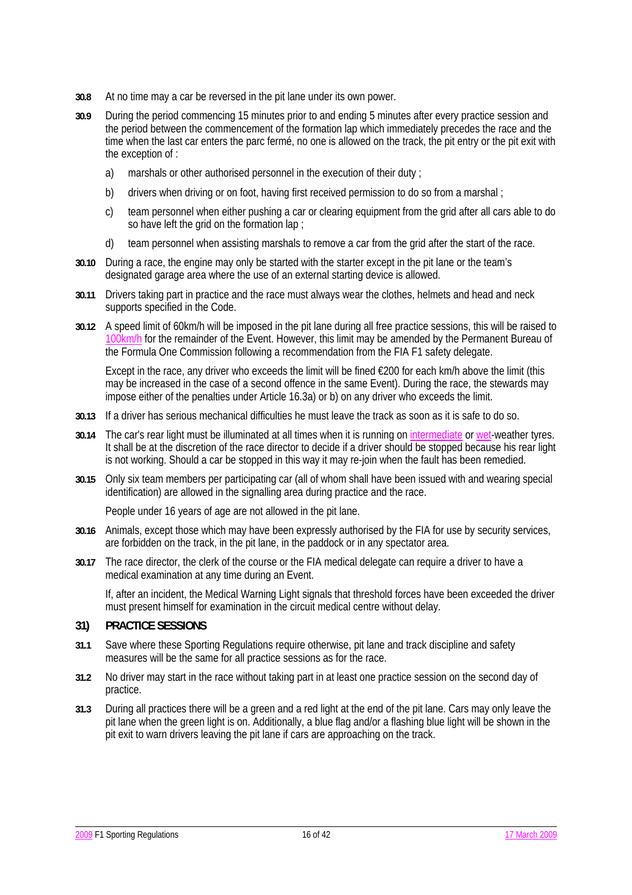**30.8** At no time may a car be reversed in the pit lane under its own power.

**30.9** During the period commencing 15 minutes prior to and ending 5 minutes after every practice session and the period between the commencement of the formation lap which immediately precedes the race and the time when the last car enters the parc fermé, no one is allowed on the track, the pit entry or the pit exit with the exception of :

a) marshals or other authorised personnel in the execution of their duty ;

b) drivers when driving or on foot, having first received permission to do so from a marshal ;

c) team personnel when either pushing a car or clearing equipment from the grid after all cars able to do so have left the grid on the formation lap ;

d) team personnel when assisting marshals to remove a car from the grid after the start of the race.

**30.10** During a race, the engine may only be started with the starter except in the pit lane or the team's designated garage area where the use of an external starting device is allowed.

**30.11** Drivers taking part in practice and the race must always wear the clothes, helmets and head and neck supports specified in the Code.

**30.12** A speed limit of 60km/h will be imposed in the pit lane during all free practice sessions, this will be raised to 100km/h for the remainder of the Event. However, this limit may be amended by the Permanent Bureau of the Formula One Commission following a recommendation from the FIA F1 safety delegate.

Except in the race, any driver who exceeds the limit will be fined €200 for each km/h above the limit (this may be increased in the case of a second offence in the same Event). During the race, the stewards may impose either of the penalties under Article 16.3a) or b) on any driver who exceeds the limit.

**30.13** If a driver has serious mechanical difficulties he must leave the track as soon as it is safe to do so.

**30.14** The car's rear light must be illuminated at all times when it is running on intermediate or wet-weather tyres. It shall be at the discretion of the race director to decide if a driver should be stopped because his rear light is not working. Should a car be stopped in this way it may re-join when the fault has been remedied.

**30.15** Only six team members per participating car (all of whom shall have been issued with and wearing special identification) are allowed in the signalling area during practice and the race.

People under 16 years of age are not allowed in the pit lane.

**30.16** Animals, except those which may have been expressly authorised by the FIA for use by security services, are forbidden on the track, in the pit lane, in the paddock or in any spectator area.

**30.17** The race director, the clerk of the course or the FIA medical delegate can require a driver to have a medical examination at any time during an Event.

If, after an incident, the Medical Warning Light signals that threshold forces have been exceeded the driver must present himself for examination in the circuit medical centre without delay.

## 31) PRACTICE SESSIONS

**31.1** Save where these Sporting Regulations require otherwise, pit lane and track discipline and safety measures will be the same for all practice sessions as for the race.

**31.2** No driver may start in the race without taking part in at least one practice session on the second day of practice.

**31.3** During all practices there will be a green and a red light at the end of the pit lane. Cars may only leave the pit lane when the green light is on. Additionally, a blue flag and/or a flashing blue light will be shown in the pit exit to warn drivers leaving the pit lane if cars are approaching on the track.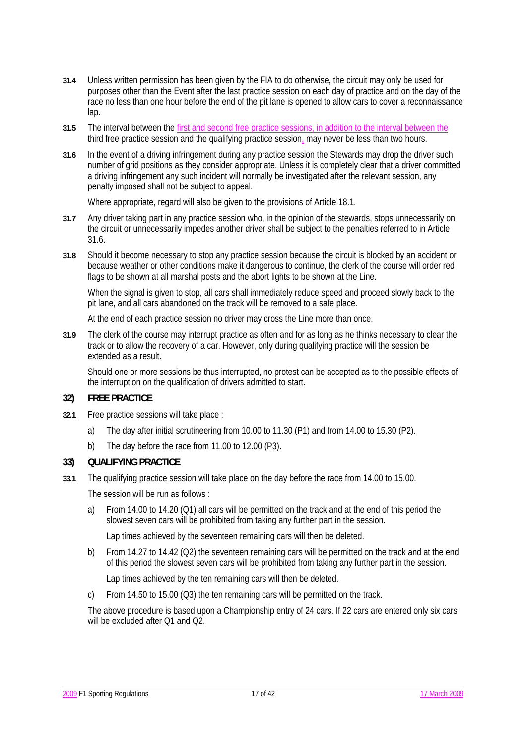**31.4** Unless written permission has been given by the FIA to do otherwise, the circuit may only be used for purposes other than the Event after the last practice session on each day of practice and on the day of the race no less than one hour before the end of the pit lane is opened to allow cars to cover a reconnaissance lap.

**31.5** The interval between the first and second free practice sessions, in addition to the interval between the third free practice session and the qualifying practice session, may never be less than two hours.

**31.6** In the event of a driving infringement during any practice session the Stewards may drop the driver such number of grid positions as they consider appropriate. Unless it is completely clear that a driver committed a driving infringement any such incident will normally be investigated after the relevant session, any penalty imposed shall not be subject to appeal.

Where appropriate, regard will also be given to the provisions of Article 18.1.

**31.7** Any driver taking part in any practice session who, in the opinion of the stewards, stops unnecessarily on the circuit or unnecessarily impedes another driver shall be subject to the penalties referred to in Article 31.6.

**31.8** Should it become necessary to stop any practice session because the circuit is blocked by an accident or because weather or other conditions make it dangerous to continue, the clerk of the course will order red flags to be shown at all marshal posts and the abort lights to be shown at the Line.

When the signal is given to stop, all cars shall immediately reduce speed and proceed slowly back to the pit lane, and all cars abandoned on the track will be removed to a safe place.

At the end of each practice session no driver may cross the Line more than once.

**31.9** The clerk of the course may interrupt practice as often and for as long as he thinks necessary to clear the track or to allow the recovery of a car. However, only during qualifying practice will the session be extended as a result.

Should one or more sessions be thus interrupted, no protest can be accepted as to the possible effects of the interruption on the qualification of drivers admitted to start.

## 32) FREE PRACTICE

**32.1** Free practice sessions will take place :

a) The day after initial scrutineering from 10.00 to 11.30 (P1) and from 14.00 to 15.30 (P2).

b) The day before the race from 11.00 to 12.00 (P3).

## 33) QUALIFYING PRACTICE

**33.1** The qualifying practice session will take place on the day before the race from 14.00 to 15.00.

The session will be run as follows :

a) From 14.00 to 14.20 (Q1) all cars will be permitted on the track and at the end of this period the slowest seven cars will be prohibited from taking any further part in the session.

Lap times achieved by the seventeen remaining cars will then be deleted.

b) From 14.27 to 14.42 (Q2) the seventeen remaining cars will be permitted on the track and at the end of this period the slowest seven cars will be prohibited from taking any further part in the session.

Lap times achieved by the ten remaining cars will then be deleted.

c) From 14.50 to 15.00 (Q3) the ten remaining cars will be permitted on the track.

The above procedure is based upon a Championship entry of 24 cars. If 22 cars are entered only six cars will be excluded after Q1 and Q2.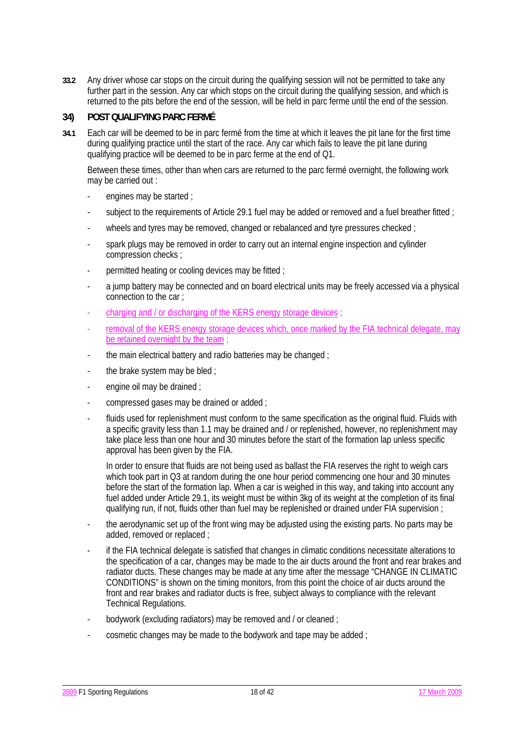**33.2** Any driver whose car stops on the circuit during the qualifying session will not be permitted to take any further part in the session. Any car which stops on the circuit during the qualifying session, and which is returned to the pits before the end of the session, will be held in parc ferme until the end of the session.

## 34) POST QUALIFYING PARC FERMÉ

**34.1** Each car will be deemed to be in parc fermé from the time at which it leaves the pit lane for the first time during qualifying practice until the start of the race. Any car which fails to leave the pit lane during qualifying practice will be deemed to be in parc ferme at the end of Q1.

Between these times, other than when cars are returned to the parc fermé overnight, the following work may be carried out :

- engines may be started ;
- subject to the requirements of Article 29.1 fuel may be added or removed and a fuel breather fitted ;
- wheels and tyres may be removed, changed or rebalanced and tyre pressures checked ;
- spark plugs may be removed in order to carry out an internal engine inspection and cylinder compression checks ;
- permitted heating or cooling devices may be fitted ;
- a jump battery may be connected and on board electrical units may be freely accessed via a physical connection to the car ;
- charging and / or discharging of the KERS energy storage devices ;
- removal of the KERS energy storage devices which, once marked by the FIA technical delegate, may be retained overnight by the team ;
- the main electrical battery and radio batteries may be changed ;
- the brake system may be bled ;
- engine oil may be drained ;
- compressed gases may be drained or added ;
- fluids used for replenishment must conform to the same specification as the original fluid. Fluids with a specific gravity less than 1.1 may be drained and / or replenished, however, no replenishment may take place less than one hour and 30 minutes before the start of the formation lap unless specific approval has been given by the FIA.

  In order to ensure that fluids are not being used as ballast the FIA reserves the right to weigh cars which took part in Q3 at random during the one hour period commencing one hour and 30 minutes before the start of the formation lap. When a car is weighed in this way, and taking into account any fuel added under Article 29.1, its weight must be within 3kg of its weight at the completion of its final qualifying run, if not, fluids other than fuel may be replenished or drained under FIA supervision ;
- the aerodynamic set up of the front wing may be adjusted using the existing parts. No parts may be added, removed or replaced ;
- if the FIA technical delegate is satisfied that changes in climatic conditions necessitate alterations to the specification of a car, changes may be made to the air ducts around the front and rear brakes and radiator ducts. These changes may be made at any time after the message "CHANGE IN CLIMATIC CONDITIONS" is shown on the timing monitors, from this point the choice of air ducts around the front and rear brakes and radiator ducts is free, subject always to compliance with the relevant Technical Regulations.
- bodywork (excluding radiators) may be removed and / or cleaned ;
- cosmetic changes may be made to the bodywork and tape may be added ;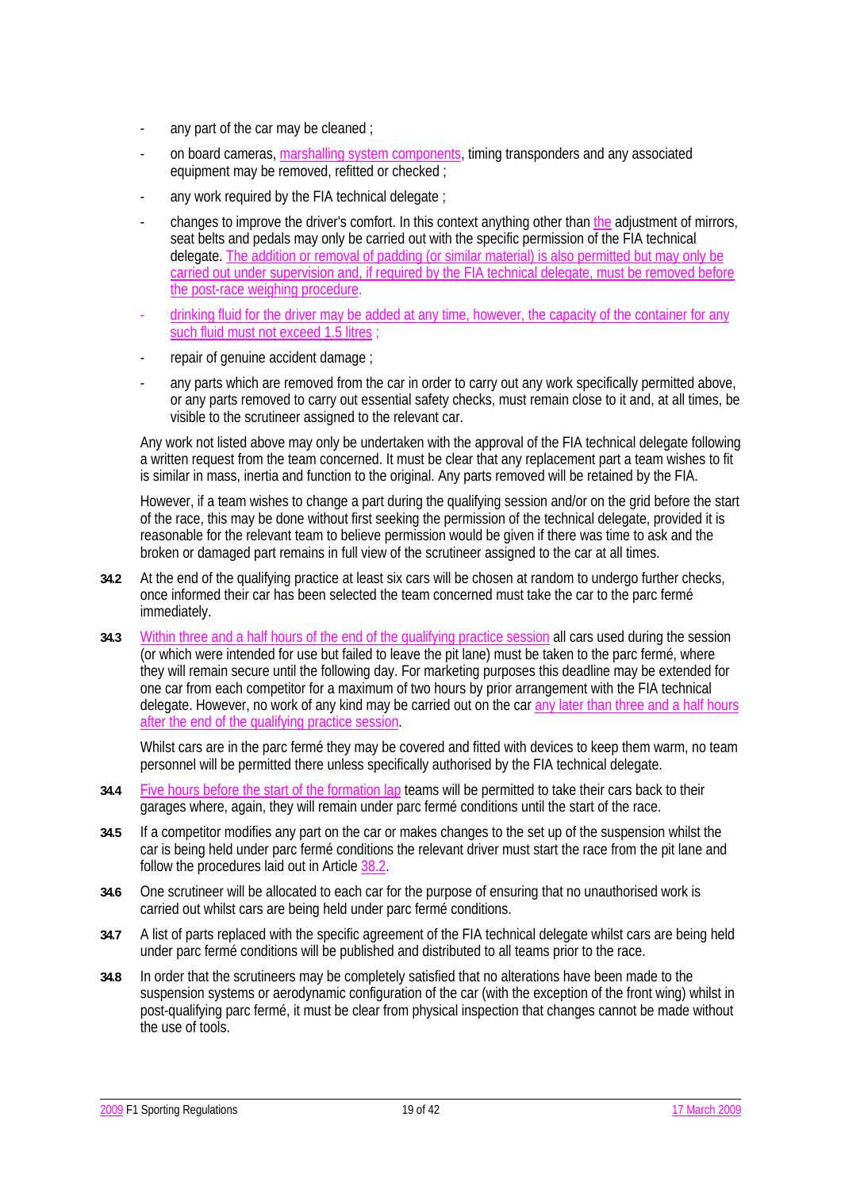- any part of the car may be cleaned ;
- on board cameras, marshalling system components, timing transponders and any associated equipment may be removed, refitted or checked ;
- any work required by the FIA technical delegate ;
- changes to improve the driver's comfort. In this context anything other than the adjustment of mirrors, seat belts and pedals may only be carried out with the specific permission of the FIA technical delegate. The addition or removal of padding (or similar material) is also permitted but may only be carried out under supervision and, if required by the FIA technical delegate, must be removed before the post-race weighing procedure.
- drinking fluid for the driver may be added at any time, however, the capacity of the container for any such fluid must not exceed 1.5 litres ;
- repair of genuine accident damage ;
- any parts which are removed from the car in order to carry out any work specifically permitted above, or any parts removed to carry out essential safety checks, must remain close to it and, at all times, be visible to the scrutineer assigned to the relevant car.

Any work not listed above may only be undertaken with the approval of the FIA technical delegate following a written request from the team concerned. It must be clear that any replacement part a team wishes to fit is similar in mass, inertia and function to the original. Any parts removed will be retained by the FIA.

However, if a team wishes to change a part during the qualifying session and/or on the grid before the start of the race, this may be done without first seeking the permission of the technical delegate, provided it is reasonable for the relevant team to believe permission would be given if there was time to ask and the broken or damaged part remains in full view of the scrutineer assigned to the car at all times.

**34.2** At the end of the qualifying practice at least six cars will be chosen at random to undergo further checks, once informed their car has been selected the team concerned must take the car to the parc fermé immediately.

**34.3** Within three and a half hours of the end of the qualifying practice session all cars used during the session (or which were intended for use but failed to leave the pit lane) must be taken to the parc fermé, where they will remain secure until the following day. For marketing purposes this deadline may be extended for one car from each competitor for a maximum of two hours by prior arrangement with the FIA technical delegate. However, no work of any kind may be carried out on the car any later than three and a half hours after the end of the qualifying practice session.

Whilst cars are in the parc fermé they may be covered and fitted with devices to keep them warm, no team personnel will be permitted there unless specifically authorised by the FIA technical delegate.

**34.4** Five hours before the start of the formation lap teams will be permitted to take their cars back to their garages where, again, they will remain under parc fermé conditions until the start of the race.

**34.5** If a competitor modifies any part on the car or makes changes to the set up of the suspension whilst the car is being held under parc fermé conditions the relevant driver must start the race from the pit lane and follow the procedures laid out in Article 38.2.

**34.6** One scrutineer will be allocated to each car for the purpose of ensuring that no unauthorised work is carried out whilst cars are being held under parc fermé conditions.

**34.7** A list of parts replaced with the specific agreement of the FIA technical delegate whilst cars are being held under parc fermé conditions will be published and distributed to all teams prior to the race.

**34.8** In order that the scrutineers may be completely satisfied that no alterations have been made to the suspension systems or aerodynamic configuration of the car (with the exception of the front wing) whilst in post-qualifying parc fermé, it must be clear from physical inspection that changes cannot be made without the use of tools.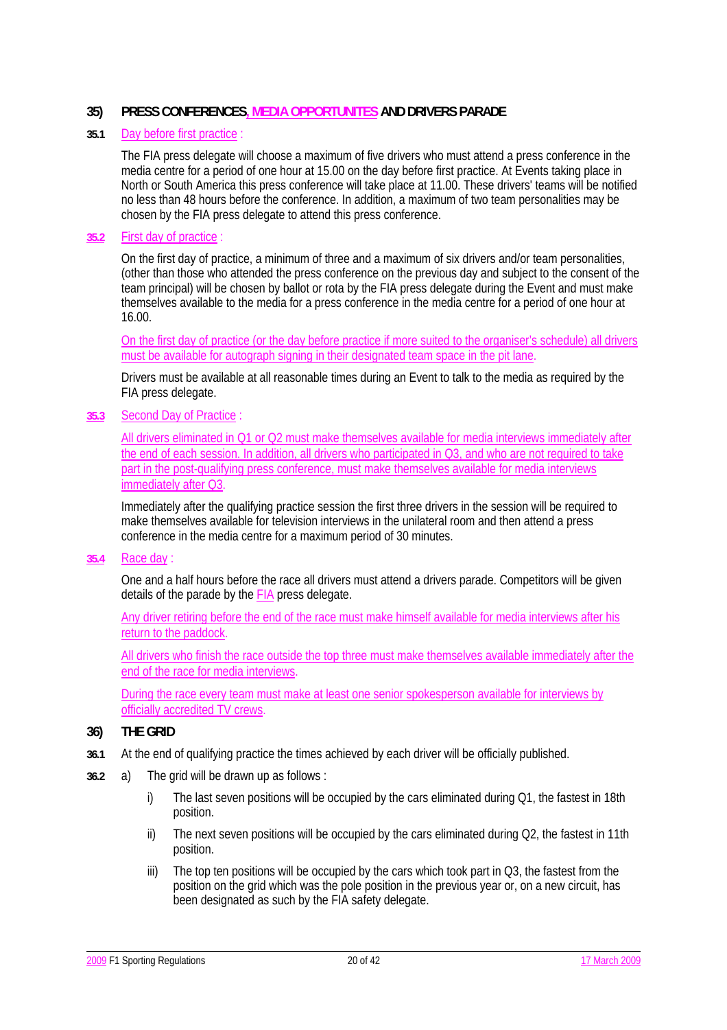## 35) PRESS CONFERENCES, MEDIA OPPORTUNITES AND DRIVERS PARADE

**35.1** Day before first practice :

The FIA press delegate will choose a maximum of five drivers who must attend a press conference in the media centre for a period of one hour at 15.00 on the day before first practice. At Events taking place in North or South America this press conference will take place at 11.00. These drivers' teams will be notified no less than 48 hours before the conference. In addition, a maximum of two team personalities may be chosen by the FIA press delegate to attend this press conference.

**35.2** First day of practice :

On the first day of practice, a minimum of three and a maximum of six drivers and/or team personalities, (other than those who attended the press conference on the previous day and subject to the consent of the team principal) will be chosen by ballot or rota by the FIA press delegate during the Event and must make themselves available to the media for a press conference in the media centre for a period of one hour at 16.00.

On the first day of practice (or the day before practice if more suited to the organiser's schedule) all drivers must be available for autograph signing in their designated team space in the pit lane.

Drivers must be available at all reasonable times during an Event to talk to the media as required by the FIA press delegate.

**35.3** Second Day of Practice :

All drivers eliminated in Q1 or Q2 must make themselves available for media interviews immediately after the end of each session. In addition, all drivers who participated in Q3, and who are not required to take part in the post-qualifying press conference, must make themselves available for media interviews immediately after Q3.

Immediately after the qualifying practice session the first three drivers in the session will be required to make themselves available for television interviews in the unilateral room and then attend a press conference in the media centre for a maximum period of 30 minutes.

**35.4** Race day :

One and a half hours before the race all drivers must attend a drivers parade. Competitors will be given details of the parade by the FIA press delegate.

Any driver retiring before the end of the race must make himself available for media interviews after his return to the paddock.

All drivers who finish the race outside the top three must make themselves available immediately after the end of the race for media interviews.

During the race every team must make at least one senior spokesperson available for interviews by officially accredited TV crews.

## 36) THE GRID

**36.1** At the end of qualifying practice the times achieved by each driver will be officially published.

**36.2** a) The grid will be drawn up as follows :

- i) The last seven positions will be occupied by the cars eliminated during Q1, the fastest in 18th position.
- ii) The next seven positions will be occupied by the cars eliminated during Q2, the fastest in 11th position.
- iii) The top ten positions will be occupied by the cars which took part in Q3, the fastest from the position on the grid which was the pole position in the previous year or, on a new circuit, has been designated as such by the FIA safety delegate.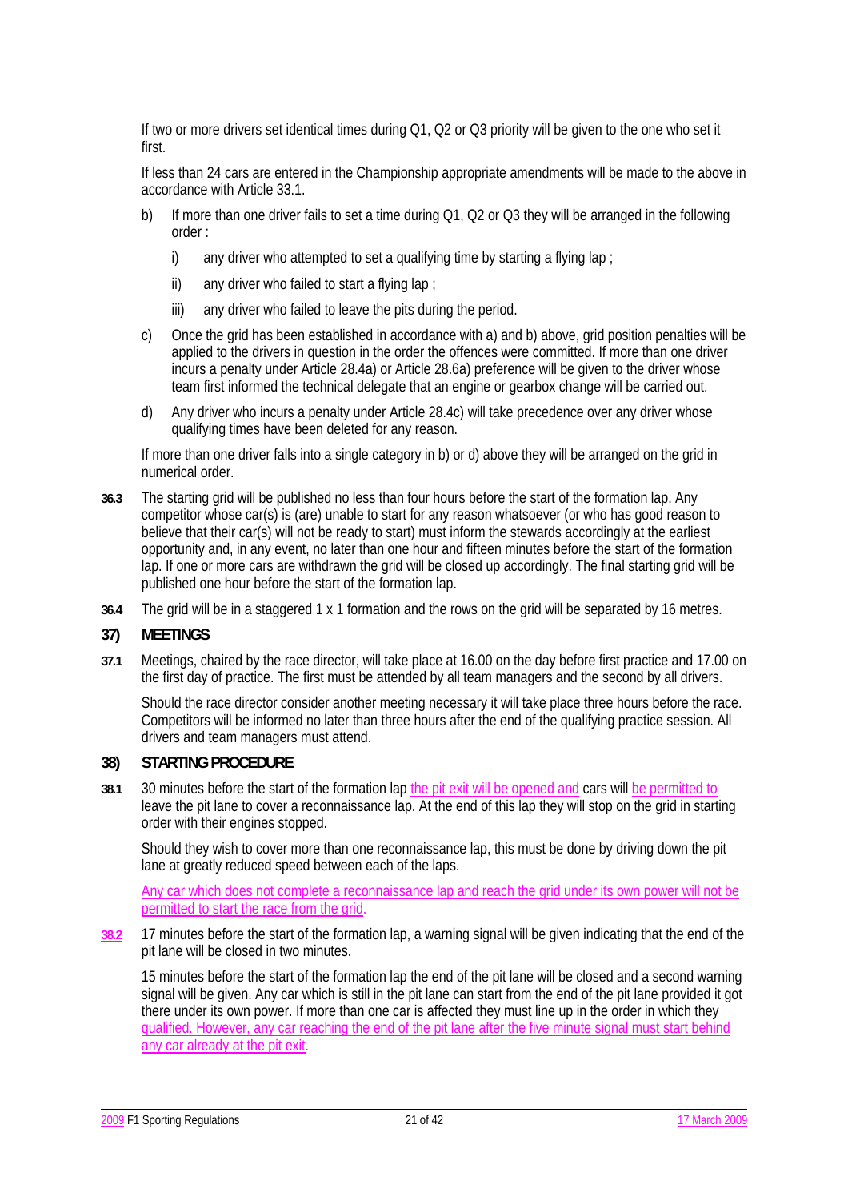If two or more drivers set identical times during Q1, Q2 or Q3 priority will be given to the one who set it first.

If less than 24 cars are entered in the Championship appropriate amendments will be made to the above in accordance with Article 33.1.

b) If more than one driver fails to set a time during Q1, Q2 or Q3 they will be arranged in the following order :

   i) any driver who attempted to set a qualifying time by starting a flying lap ;

   ii) any driver who failed to start a flying lap ;

   iii) any driver who failed to leave the pits during the period.

c) Once the grid has been established in accordance with a) and b) above, grid position penalties will be applied to the drivers in question in the order the offences were committed. If more than one driver incurs a penalty under Article 28.4a) or Article 28.6a) preference will be given to the driver whose team first informed the technical delegate that an engine or gearbox change will be carried out.

d) Any driver who incurs a penalty under Article 28.4c) will take precedence over any driver whose qualifying times have been deleted for any reason.

If more than one driver falls into a single category in b) or d) above they will be arranged on the grid in numerical order.

**36.3** The starting grid will be published no less than four hours before the start of the formation lap. Any competitor whose car(s) is (are) unable to start for any reason whatsoever (or who has good reason to believe that their car(s) will not be ready to start) must inform the stewards accordingly at the earliest opportunity and, in any event, no later than one hour and fifteen minutes before the start of the formation lap. If one or more cars are withdrawn the grid will be closed up accordingly. The final starting grid will be published one hour before the start of the formation lap.

**36.4** The grid will be in a staggered 1 x 1 formation and the rows on the grid will be separated by 16 metres.

## 37) MEETINGS

**37.1** Meetings, chaired by the race director, will take place at 16.00 on the day before first practice and 17.00 on the first day of practice. The first must be attended by all team managers and the second by all drivers.

Should the race director consider another meeting necessary it will take place three hours before the race. Competitors will be informed no later than three hours after the end of the qualifying practice session. All drivers and team managers must attend.

## 38) STARTING PROCEDURE

**38.1** 30 minutes before the start of the formation lap the pit exit will be opened and cars will be permitted to leave the pit lane to cover a reconnaissance lap. At the end of this lap they will stop on the grid in starting order with their engines stopped.

Should they wish to cover more than one reconnaissance lap, this must be done by driving down the pit lane at greatly reduced speed between each of the laps.

Any car which does not complete a reconnaissance lap and reach the grid under its own power will not be permitted to start the race from the grid.

**38.2** 17 minutes before the start of the formation lap, a warning signal will be given indicating that the end of the pit lane will be closed in two minutes.

15 minutes before the start of the formation lap the end of the pit lane will be closed and a second warning signal will be given. Any car which is still in the pit lane can start from the end of the pit lane provided it got there under its own power. If more than one car is affected they must line up in the order in which they qualified. However, any car reaching the end of the pit lane after the five minute signal must start behind any car already at the pit exit.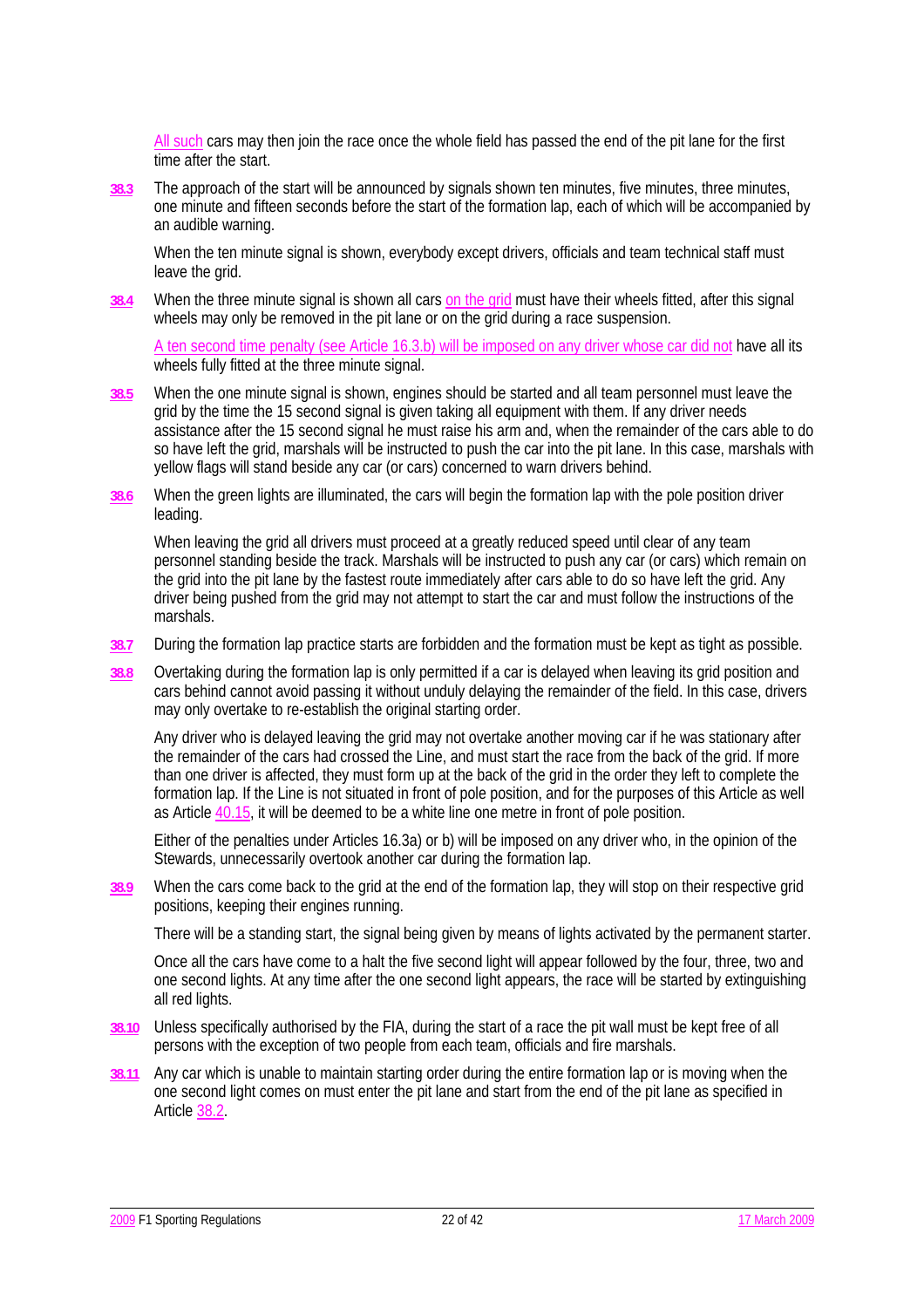All such cars may then join the race once the whole field has passed the end of the pit lane for the first time after the start.

**38.3** The approach of the start will be announced by signals shown ten minutes, five minutes, three minutes, one minute and fifteen seconds before the start of the formation lap, each of which will be accompanied by an audible warning.

When the ten minute signal is shown, everybody except drivers, officials and team technical staff must leave the grid.

**38.4** When the three minute signal is shown all cars on the grid must have their wheels fitted, after this signal wheels may only be removed in the pit lane or on the grid during a race suspension.

A ten second time penalty (see Article 16.3.b) will be imposed on any driver whose car did not have all its wheels fully fitted at the three minute signal.

**38.5** When the one minute signal is shown, engines should be started and all team personnel must leave the grid by the time the 15 second signal is given taking all equipment with them. If any driver needs assistance after the 15 second signal he must raise his arm and, when the remainder of the cars able to do so have left the grid, marshals will be instructed to push the car into the pit lane. In this case, marshals with yellow flags will stand beside any car (or cars) concerned to warn drivers behind.

**38.6** When the green lights are illuminated, the cars will begin the formation lap with the pole position driver leading.

When leaving the grid all drivers must proceed at a greatly reduced speed until clear of any team personnel standing beside the track. Marshals will be instructed to push any car (or cars) which remain on the grid into the pit lane by the fastest route immediately after cars able to do so have left the grid. Any driver being pushed from the grid may not attempt to start the car and must follow the instructions of the marshals.

**38.7** During the formation lap practice starts are forbidden and the formation must be kept as tight as possible.

**38.8** Overtaking during the formation lap is only permitted if a car is delayed when leaving its grid position and cars behind cannot avoid passing it without unduly delaying the remainder of the field. In this case, drivers may only overtake to re-establish the original starting order.

Any driver who is delayed leaving the grid may not overtake another moving car if he was stationary after the remainder of the cars had crossed the Line, and must start the race from the back of the grid. If more than one driver is affected, they must form up at the back of the grid in the order they left to complete the formation lap. If the Line is not situated in front of pole position, and for the purposes of this Article as well as Article 40.15, it will be deemed to be a white line one metre in front of pole position.

Either of the penalties under Articles 16.3a) or b) will be imposed on any driver who, in the opinion of the Stewards, unnecessarily overtook another car during the formation lap.

**38.9** When the cars come back to the grid at the end of the formation lap, they will stop on their respective grid positions, keeping their engines running.

There will be a standing start, the signal being given by means of lights activated by the permanent starter.

Once all the cars have come to a halt the five second light will appear followed by the four, three, two and one second lights. At any time after the one second light appears, the race will be started by extinguishing all red lights.

**38.10** Unless specifically authorised by the FIA, during the start of a race the pit wall must be kept free of all persons with the exception of two people from each team, officials and fire marshals.

**38.11** Any car which is unable to maintain starting order during the entire formation lap or is moving when the one second light comes on must enter the pit lane and start from the end of the pit lane as specified in Article 38.2.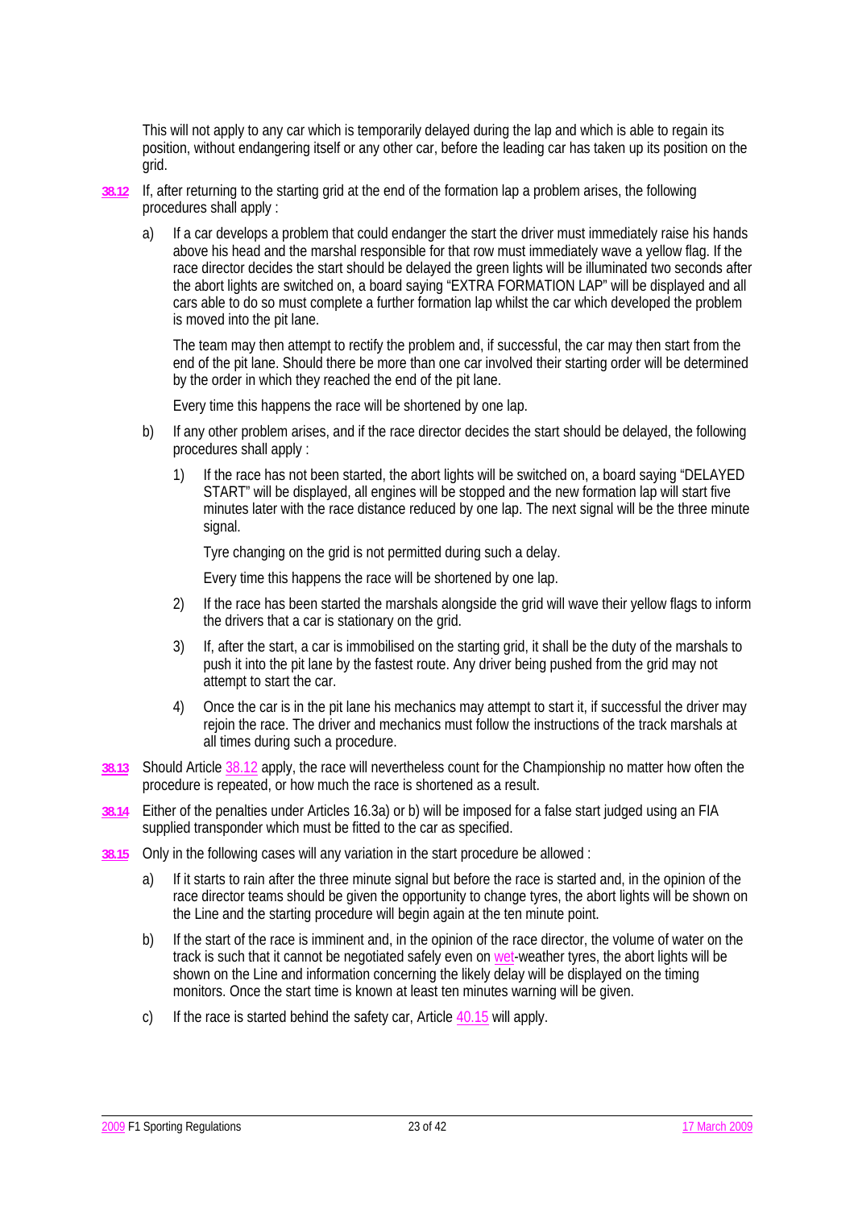This will not apply to any car which is temporarily delayed during the lap and which is able to regain its position, without endangering itself or any other car, before the leading car has taken up its position on the grid.

**38.12** If, after returning to the starting grid at the end of the formation lap a problem arises, the following procedures shall apply :

a) If a car develops a problem that could endanger the start the driver must immediately raise his hands above his head and the marshal responsible for that row must immediately wave a yellow flag. If the race director decides the start should be delayed the green lights will be illuminated two seconds after the abort lights are switched on, a board saying "EXTRA FORMATION LAP" will be displayed and all cars able to do so must complete a further formation lap whilst the car which developed the problem is moved into the pit lane.

The team may then attempt to rectify the problem and, if successful, the car may then start from the end of the pit lane. Should there be more than one car involved their starting order will be determined by the order in which they reached the end of the pit lane.

Every time this happens the race will be shortened by one lap.

b) If any other problem arises, and if the race director decides the start should be delayed, the following procedures shall apply :

1) If the race has not been started, the abort lights will be switched on, a board saying "DELAYED START" will be displayed, all engines will be stopped and the new formation lap will start five minutes later with the race distance reduced by one lap. The next signal will be the three minute signal.

Tyre changing on the grid is not permitted during such a delay.

Every time this happens the race will be shortened by one lap.

2) If the race has been started the marshals alongside the grid will wave their yellow flags to inform the drivers that a car is stationary on the grid.

3) If, after the start, a car is immobilised on the starting grid, it shall be the duty of the marshals to push it into the pit lane by the fastest route. Any driver being pushed from the grid may not attempt to start the car.

4) Once the car is in the pit lane his mechanics may attempt to start it, if successful the driver may rejoin the race. The driver and mechanics must follow the instructions of the track marshals at all times during such a procedure.

**38.13** Should Article 38.12 apply, the race will nevertheless count for the Championship no matter how often the procedure is repeated, or how much the race is shortened as a result.

**38.14** Either of the penalties under Articles 16.3a) or b) will be imposed for a false start judged using an FIA supplied transponder which must be fitted to the car as specified.

**38.15** Only in the following cases will any variation in the start procedure be allowed :

a) If it starts to rain after the three minute signal but before the race is started and, in the opinion of the race director teams should be given the opportunity to change tyres, the abort lights will be shown on the Line and the starting procedure will begin again at the ten minute point.

b) If the start of the race is imminent and, in the opinion of the race director, the volume of water on the track is such that it cannot be negotiated safely even on wet-weather tyres, the abort lights will be shown on the Line and information concerning the likely delay will be displayed on the timing monitors. Once the start time is known at least ten minutes warning will be given.

c) If the race is started behind the safety car, Article 40.15 will apply.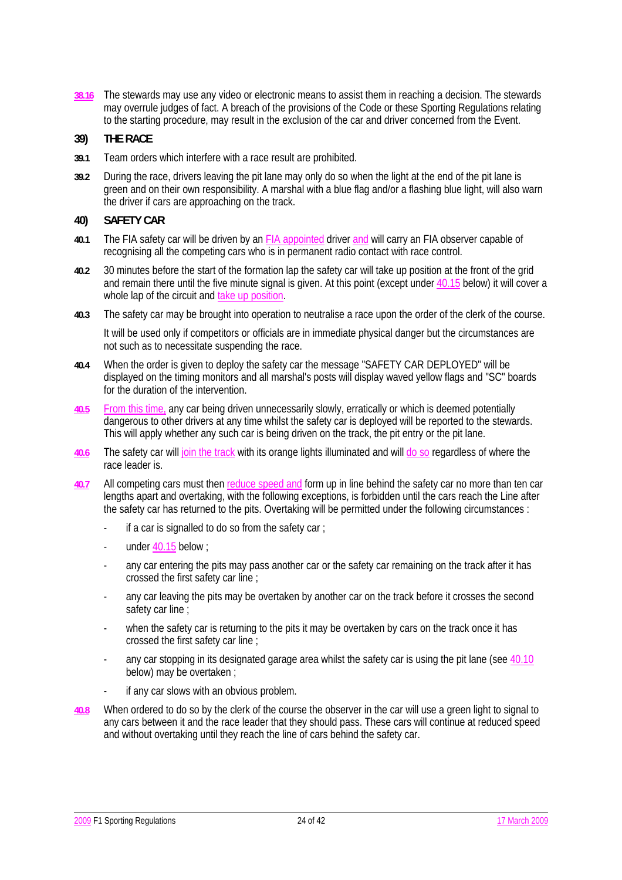**38.16** The stewards may use any video or electronic means to assist them in reaching a decision. The stewards may overrule judges of fact. A breach of the provisions of the Code or these Sporting Regulations relating to the starting procedure, may result in the exclusion of the car and driver concerned from the Event.

## 39) THE RACE

**39.1** Team orders which interfere with a race result are prohibited.

**39.2** During the race, drivers leaving the pit lane may only do so when the light at the end of the pit lane is green and on their own responsibility. A marshal with a blue flag and/or a flashing blue light, will also warn the driver if cars are approaching on the track.

## 40) SAFETY CAR

**40.1** The FIA safety car will be driven by an FIA appointed driver and will carry an FIA observer capable of recognising all the competing cars who is in permanent radio contact with race control.

**40.2** 30 minutes before the start of the formation lap the safety car will take up position at the front of the grid and remain there until the five minute signal is given. At this point (except under 40.15 below) it will cover a whole lap of the circuit and take up position.

**40.3** The safety car may be brought into operation to neutralise a race upon the order of the clerk of the course.

It will be used only if competitors or officials are in immediate physical danger but the circumstances are not such as to necessitate suspending the race.

**40.4** When the order is given to deploy the safety car the message "SAFETY CAR DEPLOYED" will be displayed on the timing monitors and all marshal's posts will display waved yellow flags and "SC" boards for the duration of the intervention.

**40.5** From this time, any car being driven unnecessarily slowly, erratically or which is deemed potentially dangerous to other drivers at any time whilst the safety car is deployed will be reported to the stewards. This will apply whether any such car is being driven on the track, the pit entry or the pit lane.

**40.6** The safety car will join the track with its orange lights illuminated and will do so regardless of where the race leader is.

**40.7** All competing cars must then reduce speed and form up in line behind the safety car no more than ten car lengths apart and overtaking, with the following exceptions, is forbidden until the cars reach the Line after the safety car has returned to the pits. Overtaking will be permitted under the following circumstances :

- if a car is signalled to do so from the safety car ;
- under 40.15 below ;
- any car entering the pits may pass another car or the safety car remaining on the track after it has crossed the first safety car line ;
- any car leaving the pits may be overtaken by another car on the track before it crosses the second safety car line ;
- when the safety car is returning to the pits it may be overtaken by cars on the track once it has crossed the first safety car line ;
- any car stopping in its designated garage area whilst the safety car is using the pit lane (see 40.10 below) may be overtaken ;
- if any car slows with an obvious problem.

**40.8** When ordered to do so by the clerk of the course the observer in the car will use a green light to signal to any cars between it and the race leader that they should pass. These cars will continue at reduced speed and without overtaking until they reach the line of cars behind the safety car.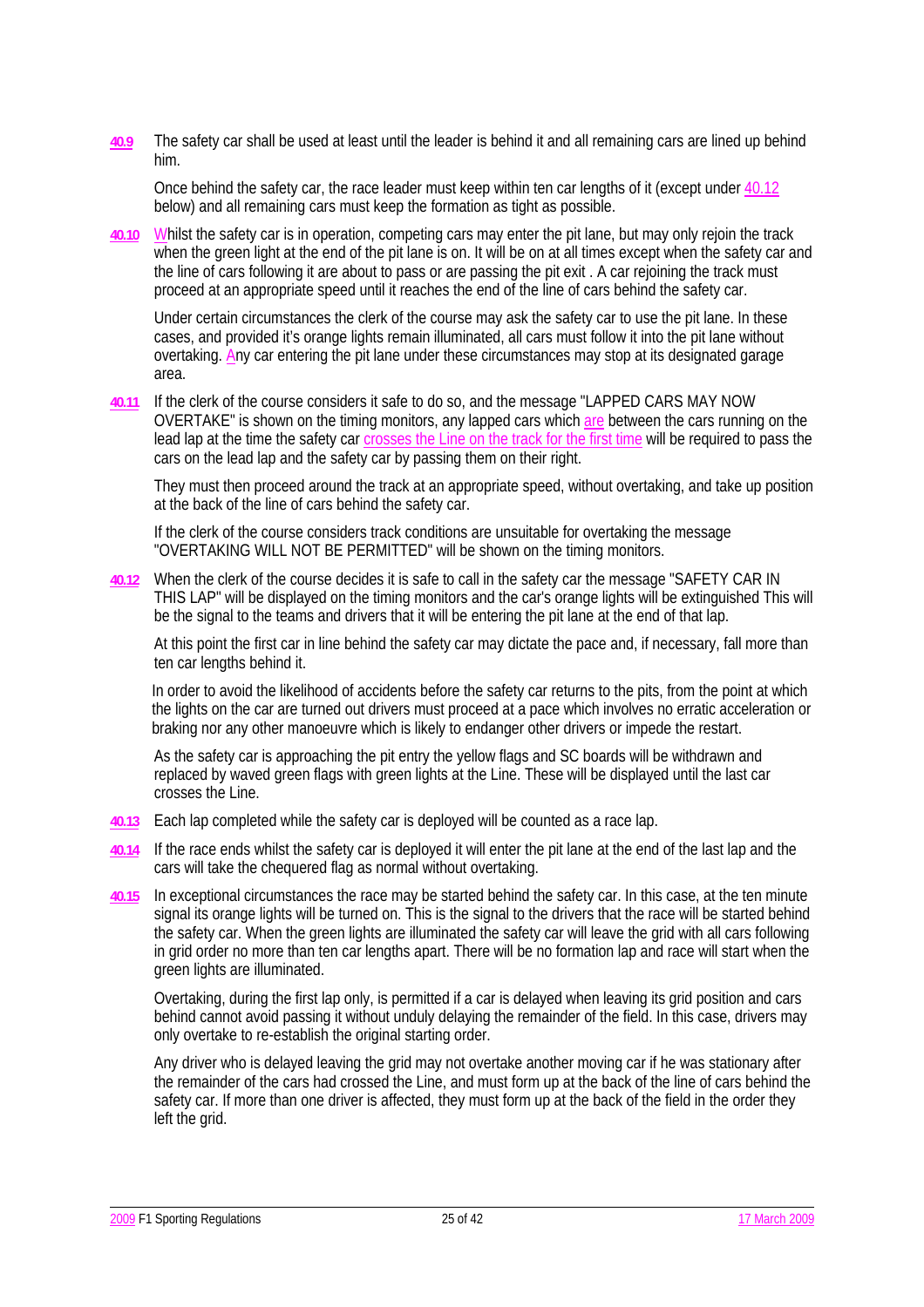**40.9** The safety car shall be used at least until the leader is behind it and all remaining cars are lined up behind him.

Once behind the safety car, the race leader must keep within ten car lengths of it (except under 40.12 below) and all remaining cars must keep the formation as tight as possible.

**40.10** Whilst the safety car is in operation, competing cars may enter the pit lane, but may only rejoin the track when the green light at the end of the pit lane is on. It will be on at all times except when the safety car and the line of cars following it are about to pass or are passing the pit exit . A car rejoining the track must proceed at an appropriate speed until it reaches the end of the line of cars behind the safety car.

Under certain circumstances the clerk of the course may ask the safety car to use the pit lane. In these cases, and provided it's orange lights remain illuminated, all cars must follow it into the pit lane without overtaking. Any car entering the pit lane under these circumstances may stop at its designated garage area.

**40.11** If the clerk of the course considers it safe to do so, and the message "LAPPED CARS MAY NOW OVERTAKE" is shown on the timing monitors, any lapped cars which are between the cars running on the lead lap at the time the safety car crosses the Line on the track for the first time will be required to pass the cars on the lead lap and the safety car by passing them on their right.

They must then proceed around the track at an appropriate speed, without overtaking, and take up position at the back of the line of cars behind the safety car.

If the clerk of the course considers track conditions are unsuitable for overtaking the message "OVERTAKING WILL NOT BE PERMITTED" will be shown on the timing monitors.

**40.12** When the clerk of the course decides it is safe to call in the safety car the message "SAFETY CAR IN THIS LAP" will be displayed on the timing monitors and the car's orange lights will be extinguished This will be the signal to the teams and drivers that it will be entering the pit lane at the end of that lap.

At this point the first car in line behind the safety car may dictate the pace and, if necessary, fall more than ten car lengths behind it.

In order to avoid the likelihood of accidents before the safety car returns to the pits, from the point at which the lights on the car are turned out drivers must proceed at a pace which involves no erratic acceleration or braking nor any other manoeuvre which is likely to endanger other drivers or impede the restart.

As the safety car is approaching the pit entry the yellow flags and SC boards will be withdrawn and replaced by waved green flags with green lights at the Line. These will be displayed until the last car crosses the Line.

**40.13** Each lap completed while the safety car is deployed will be counted as a race lap.

**40.14** If the race ends whilst the safety car is deployed it will enter the pit lane at the end of the last lap and the cars will take the chequered flag as normal without overtaking.

**40.15** In exceptional circumstances the race may be started behind the safety car. In this case, at the ten minute signal its orange lights will be turned on. This is the signal to the drivers that the race will be started behind the safety car. When the green lights are illuminated the safety car will leave the grid with all cars following in grid order no more than ten car lengths apart. There will be no formation lap and race will start when the green lights are illuminated.

Overtaking, during the first lap only, is permitted if a car is delayed when leaving its grid position and cars behind cannot avoid passing it without unduly delaying the remainder of the field. In this case, drivers may only overtake to re-establish the original starting order.

Any driver who is delayed leaving the grid may not overtake another moving car if he was stationary after the remainder of the cars had crossed the Line, and must form up at the back of the line of cars behind the safety car. If more than one driver is affected, they must form up at the back of the field in the order they left the grid.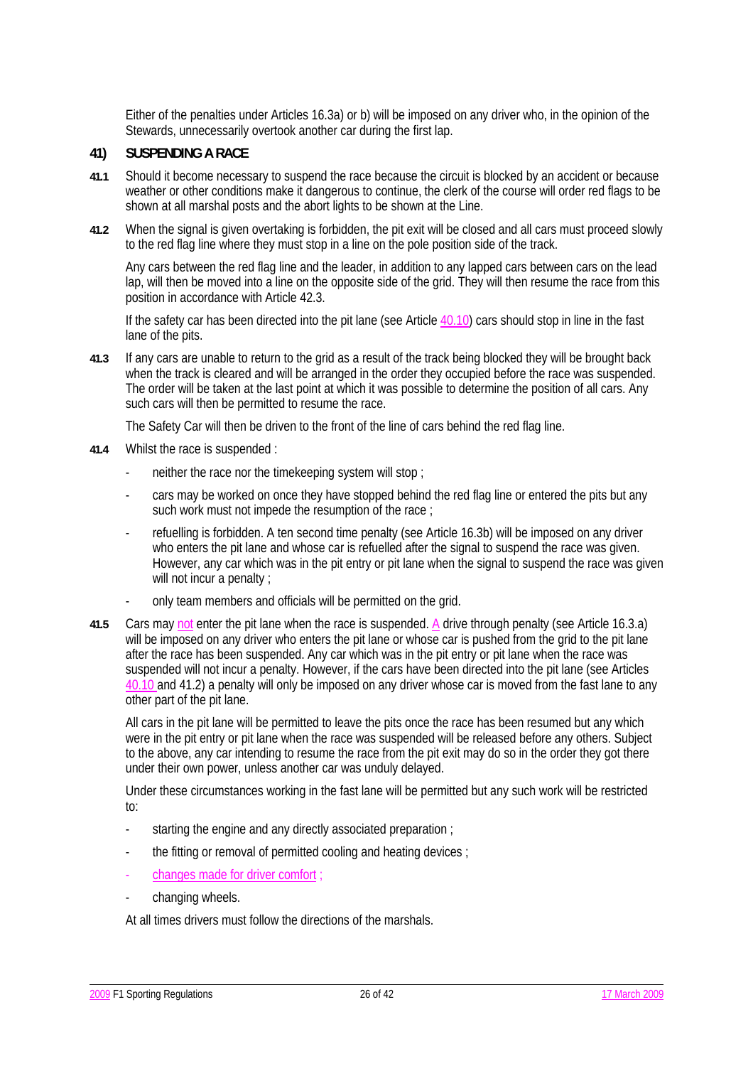Either of the penalties under Articles 16.3a) or b) will be imposed on any driver who, in the opinion of the Stewards, unnecessarily overtook another car during the first lap.

## 41) SUSPENDING A RACE

**41.1** Should it become necessary to suspend the race because the circuit is blocked by an accident or because weather or other conditions make it dangerous to continue, the clerk of the course will order red flags to be shown at all marshal posts and the abort lights to be shown at the Line.

**41.2** When the signal is given overtaking is forbidden, the pit exit will be closed and all cars must proceed slowly to the red flag line where they must stop in a line on the pole position side of the track.

Any cars between the red flag line and the leader, in addition to any lapped cars between cars on the lead lap, will then be moved into a line on the opposite side of the grid. They will then resume the race from this position in accordance with Article 42.3.

If the safety car has been directed into the pit lane (see Article 40.10) cars should stop in line in the fast lane of the pits.

**41.3** If any cars are unable to return to the grid as a result of the track being blocked they will be brought back when the track is cleared and will be arranged in the order they occupied before the race was suspended. The order will be taken at the last point at which it was possible to determine the position of all cars. Any such cars will then be permitted to resume the race.

The Safety Car will then be driven to the front of the line of cars behind the red flag line.

**41.4** Whilst the race is suspended :

- neither the race nor the timekeeping system will stop ;
- cars may be worked on once they have stopped behind the red flag line or entered the pits but any such work must not impede the resumption of the race ;
- refuelling is forbidden. A ten second time penalty (see Article 16.3b) will be imposed on any driver who enters the pit lane and whose car is refuelled after the signal to suspend the race was given. However, any car which was in the pit entry or pit lane when the signal to suspend the race was given will not incur a penalty ;
- only team members and officials will be permitted on the grid.

**41.5** Cars may not enter the pit lane when the race is suspended. A drive through penalty (see Article 16.3.a) will be imposed on any driver who enters the pit lane or whose car is pushed from the grid to the pit lane after the race has been suspended. Any car which was in the pit entry or pit lane when the race was suspended will not incur a penalty. However, if the cars have been directed into the pit lane (see Articles 40.10 and 41.2) a penalty will only be imposed on any driver whose car is moved from the fast lane to any other part of the pit lane.

All cars in the pit lane will be permitted to leave the pits once the race has been resumed but any which were in the pit entry or pit lane when the race was suspended will be released before any others. Subject to the above, any car intending to resume the race from the pit exit may do so in the order they got there under their own power, unless another car was unduly delayed.

Under these circumstances working in the fast lane will be permitted but any such work will be restricted to:

- starting the engine and any directly associated preparation ;
- the fitting or removal of permitted cooling and heating devices ;
- changes made for driver comfort ;
- changing wheels.

At all times drivers must follow the directions of the marshals.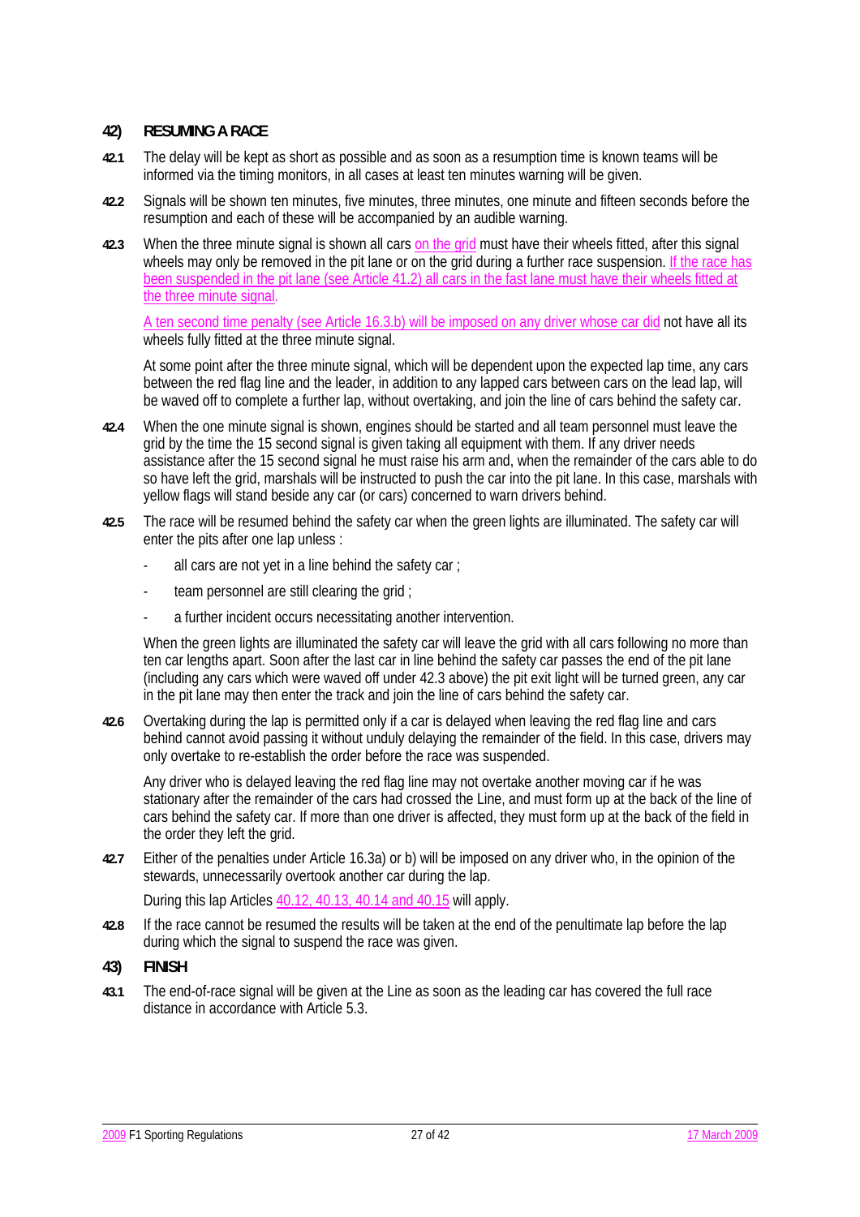## 42) RESUMING A RACE

**42.1** The delay will be kept as short as possible and as soon as a resumption time is known teams will be informed via the timing monitors, in all cases at least ten minutes warning will be given.

**42.2** Signals will be shown ten minutes, five minutes, three minutes, one minute and fifteen seconds before the resumption and each of these will be accompanied by an audible warning.

**42.3** When the three minute signal is shown all cars on the grid must have their wheels fitted, after this signal wheels may only be removed in the pit lane or on the grid during a further race suspension. If the race has been suspended in the pit lane (see Article 41.2) all cars in the fast lane must have their wheels fitted at the three minute signal.

A ten second time penalty (see Article 16.3.b) will be imposed on any driver whose car did not have all its wheels fully fitted at the three minute signal.

At some point after the three minute signal, which will be dependent upon the expected lap time, any cars between the red flag line and the leader, in addition to any lapped cars between cars on the lead lap, will be waved off to complete a further lap, without overtaking, and join the line of cars behind the safety car.

**42.4** When the one minute signal is shown, engines should be started and all team personnel must leave the grid by the time the 15 second signal is given taking all equipment with them. If any driver needs assistance after the 15 second signal he must raise his arm and, when the remainder of the cars able to do so have left the grid, marshals will be instructed to push the car into the pit lane. In this case, marshals with yellow flags will stand beside any car (or cars) concerned to warn drivers behind.

**42.5** The race will be resumed behind the safety car when the green lights are illuminated. The safety car will enter the pits after one lap unless :

- all cars are not yet in a line behind the safety car ;
- team personnel are still clearing the grid ;
- a further incident occurs necessitating another intervention.

When the green lights are illuminated the safety car will leave the grid with all cars following no more than ten car lengths apart. Soon after the last car in line behind the safety car passes the end of the pit lane (including any cars which were waved off under 42.3 above) the pit exit light will be turned green, any car in the pit lane may then enter the track and join the line of cars behind the safety car.

**42.6** Overtaking during the lap is permitted only if a car is delayed when leaving the red flag line and cars behind cannot avoid passing it without unduly delaying the remainder of the field. In this case, drivers may only overtake to re-establish the order before the race was suspended.

Any driver who is delayed leaving the red flag line may not overtake another moving car if he was stationary after the remainder of the cars had crossed the Line, and must form up at the back of the line of cars behind the safety car. If more than one driver is affected, they must form up at the back of the field in the order they left the grid.

**42.7** Either of the penalties under Article 16.3a) or b) will be imposed on any driver who, in the opinion of the stewards, unnecessarily overtook another car during the lap.

During this lap Articles 40.12, 40.13, 40.14 and 40.15 will apply.

**42.8** If the race cannot be resumed the results will be taken at the end of the penultimate lap before the lap during which the signal to suspend the race was given.

## 43) FINISH

**43.1** The end-of-race signal will be given at the Line as soon as the leading car has covered the full race distance in accordance with Article 5.3.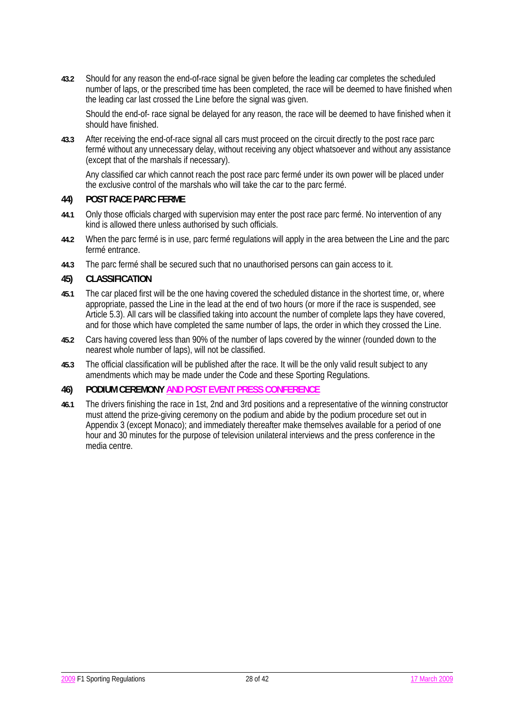**43.2** Should for any reason the end-of-race signal be given before the leading car completes the scheduled number of laps, or the prescribed time has been completed, the race will be deemed to have finished when the leading car last crossed the Line before the signal was given.

Should the end-of- race signal be delayed for any reason, the race will be deemed to have finished when it should have finished.

**43.3** After receiving the end-of-race signal all cars must proceed on the circuit directly to the post race parc fermé without any unnecessary delay, without receiving any object whatsoever and without any assistance (except that of the marshals if necessary).

Any classified car which cannot reach the post race parc fermé under its own power will be placed under the exclusive control of the marshals who will take the car to the parc fermé.

## 44) POST RACE PARC FERME

**44.1** Only those officials charged with supervision may enter the post race parc fermé. No intervention of any kind is allowed there unless authorised by such officials.

**44.2** When the parc fermé is in use, parc fermé regulations will apply in the area between the Line and the parc fermé entrance.

**44.3** The parc fermé shall be secured such that no unauthorised persons can gain access to it.

## 45) CLASSIFICATION

**45.1** The car placed first will be the one having covered the scheduled distance in the shortest time, or, where appropriate, passed the Line in the lead at the end of two hours (or more if the race is suspended, see Article 5.3). All cars will be classified taking into account the number of complete laps they have covered, and for those which have completed the same number of laps, the order in which they crossed the Line.

**45.2** Cars having covered less than 90% of the number of laps covered by the winner (rounded down to the nearest whole number of laps), will not be classified.

**45.3** The official classification will be published after the race. It will be the only valid result subject to any amendments which may be made under the Code and these Sporting Regulations.

## 46) PODIUM CEREMONY AND POST EVENT PRESS CONFERENCE

**46.1** The drivers finishing the race in 1st, 2nd and 3rd positions and a representative of the winning constructor must attend the prize-giving ceremony on the podium and abide by the podium procedure set out in Appendix 3 (except Monaco); and immediately thereafter make themselves available for a period of one hour and 30 minutes for the purpose of television unilateral interviews and the press conference in the media centre.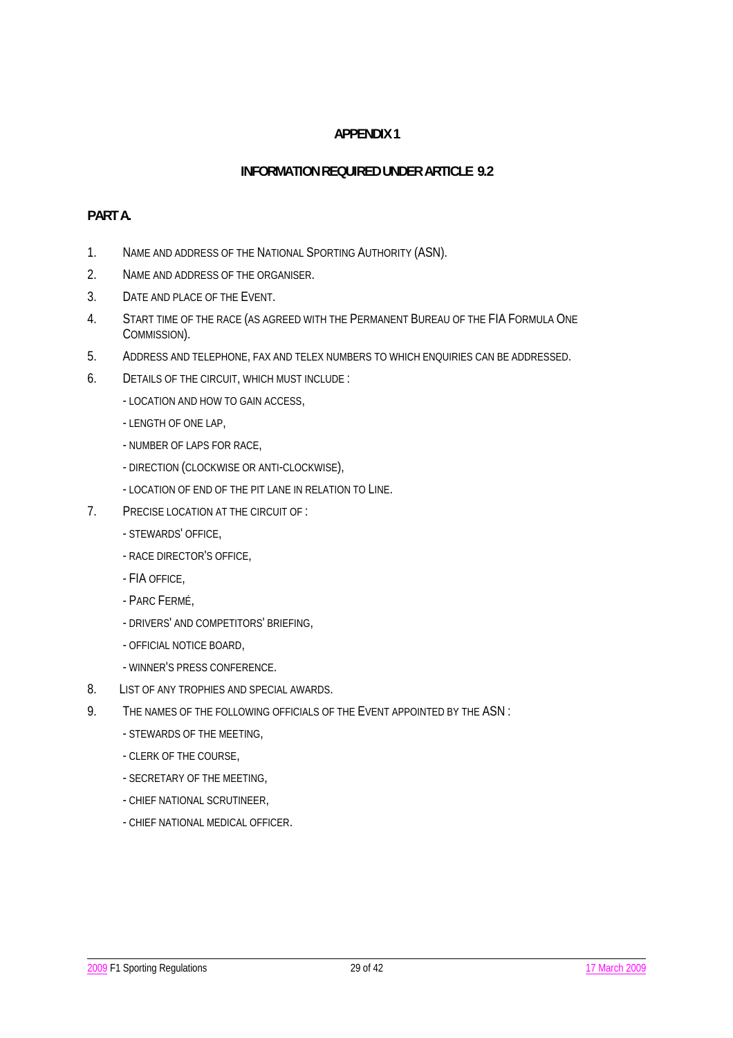# APPENDIX 1

## INFORMATION REQUIRED UNDER ARTICLE 9.2

### PART A.

1. NAME AND ADDRESS OF THE NATIONAL SPORTING AUTHORITY (ASN).
2. NAME AND ADDRESS OF THE ORGANISER.
3. DATE AND PLACE OF THE EVENT.
4. START TIME OF THE RACE (AS AGREED WITH THE PERMANENT BUREAU OF THE FIA FORMULA ONE COMMISSION).
5. ADDRESS AND TELEPHONE, FAX AND TELEX NUMBERS TO WHICH ENQUIRIES CAN BE ADDRESSED.
6. DETAILS OF THE CIRCUIT, WHICH MUST INCLUDE :
   - LOCATION AND HOW TO GAIN ACCESS,
   - LENGTH OF ONE LAP,
   - NUMBER OF LAPS FOR RACE,
   - DIRECTION (CLOCKWISE OR ANTI-CLOCKWISE),
   - LOCATION OF END OF THE PIT LANE IN RELATION TO LINE.
7. PRECISE LOCATION AT THE CIRCUIT OF :
   - STEWARDS' OFFICE,
   - RACE DIRECTOR'S OFFICE,
   - FIA OFFICE,
   - PARC FERMÉ,
   - DRIVERS' AND COMPETITORS' BRIEFING,
   - OFFICIAL NOTICE BOARD,
   - WINNER'S PRESS CONFERENCE.
8. LIST OF ANY TROPHIES AND SPECIAL AWARDS.
9. THE NAMES OF THE FOLLOWING OFFICIALS OF THE EVENT APPOINTED BY THE ASN :
   - STEWARDS OF THE MEETING,
   - CLERK OF THE COURSE,
   - SECRETARY OF THE MEETING,
   - CHIEF NATIONAL SCRUTINEER,
   - CHIEF NATIONAL MEDICAL OFFICER.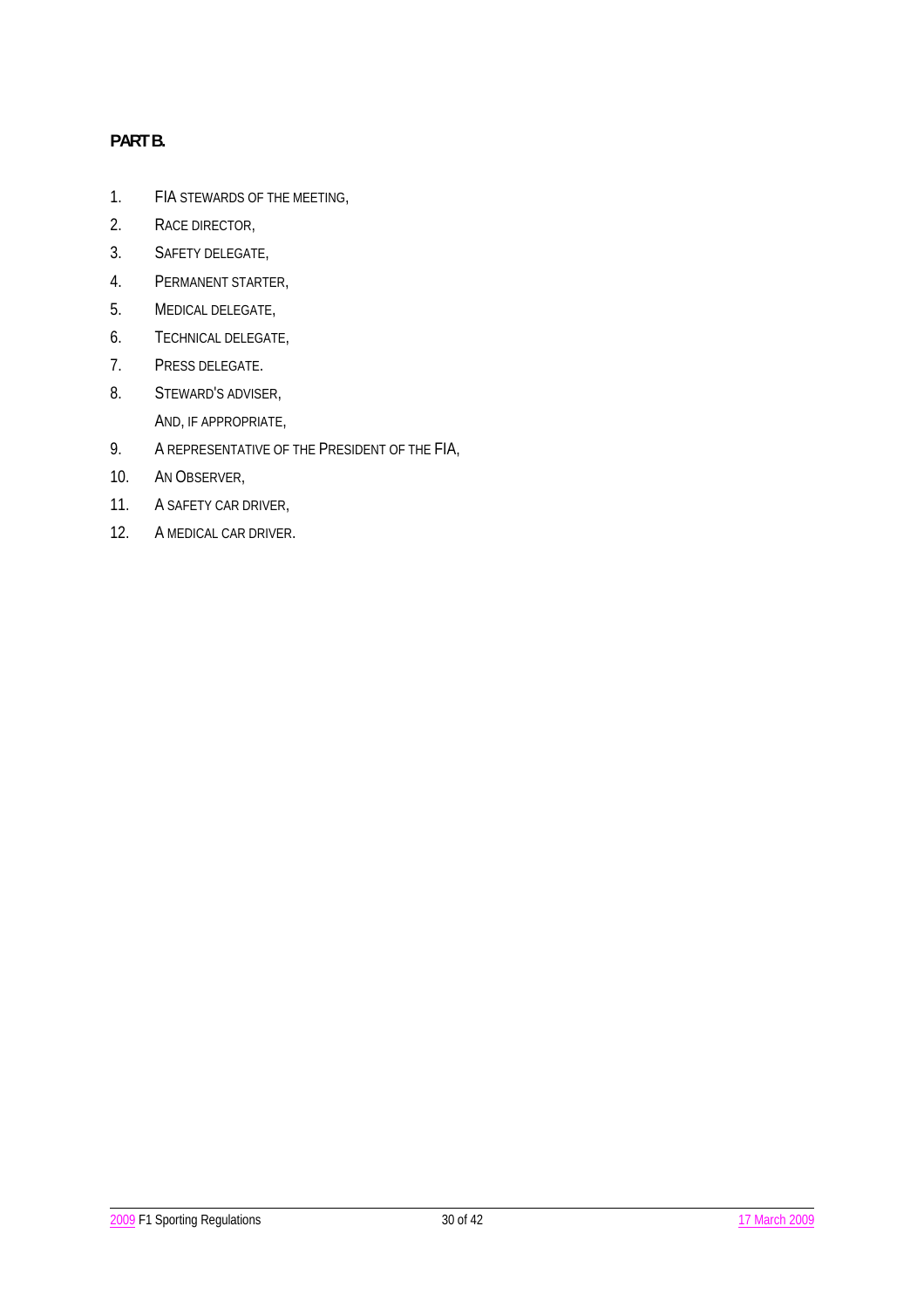**PART B.**

1. FIA STEWARDS OF THE MEETING,
2. RACE DIRECTOR,
3. SAFETY DELEGATE,
4. PERMANENT STARTER,
5. MEDICAL DELEGATE,
6. TECHNICAL DELEGATE,
7. PRESS DELEGATE.
8. STEWARD'S ADVISER,

   AND, IF APPROPRIATE,
9. A REPRESENTATIVE OF THE PRESIDENT OF THE FIA,
10. AN OBSERVER,
11. A SAFETY CAR DRIVER,
12. A MEDICAL CAR DRIVER.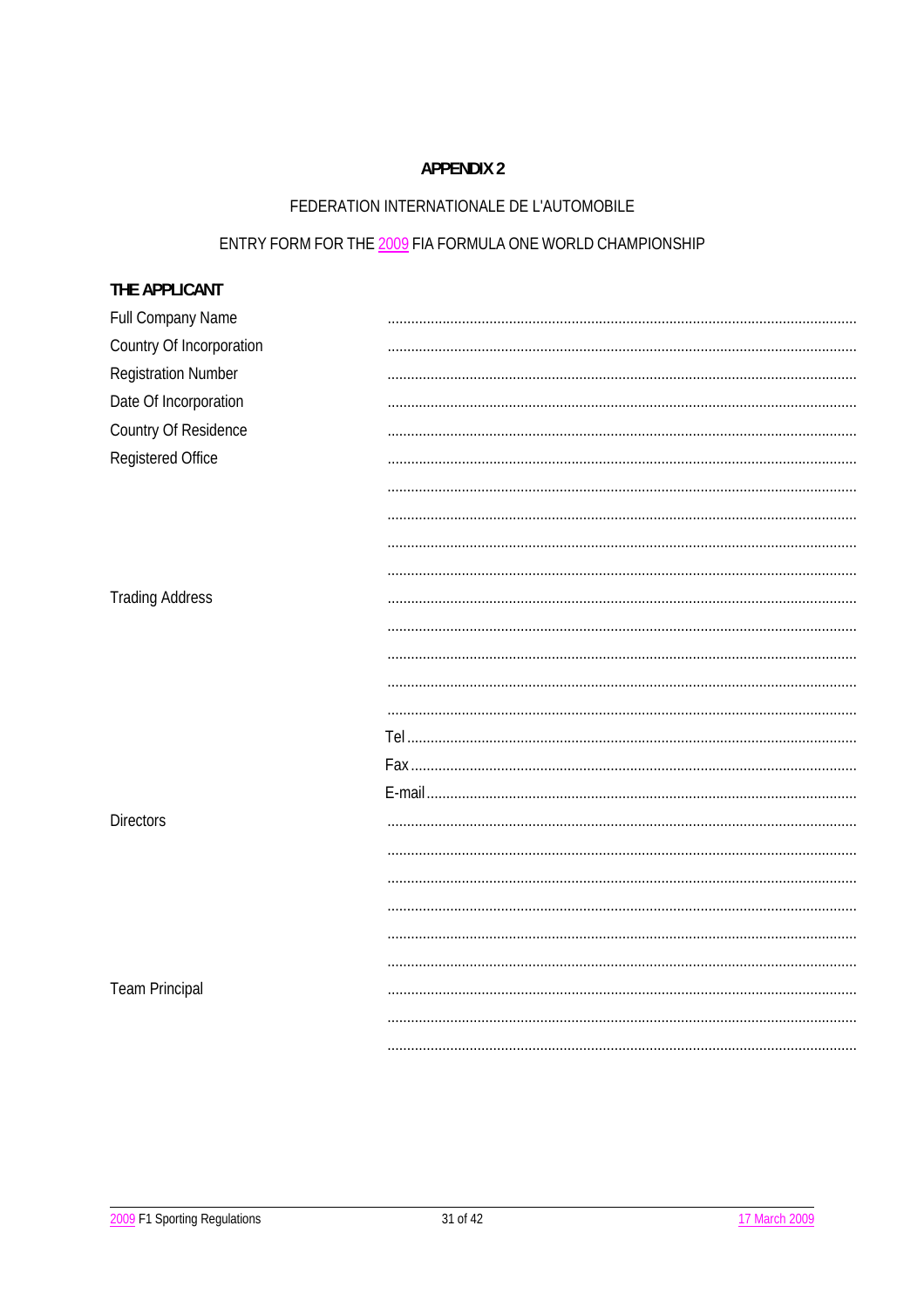**APPENDIX 2**

FEDERATION INTERNATIONALE DE L'AUTOMOBILE

ENTRY FORM FOR THE 2009 FIA FORMULA ONE WORLD CHAMPIONSHIP

**THE APPLICANT**

| | |
|---|---|
| Full Company Name | ........................................................................................................ |
| Country Of Incorporation | ........................................................................................................ |
| Registration Number | ........................................................................................................ |
| Date Of Incorporation | ........................................................................................................ |
| Country Of Residence | ........................................................................................................ |
| Registered Office | ........................................................................................................ |
| | ........................................................................................................ |
| | ........................................................................................................ |
| | ........................................................................................................ |
| | ........................................................................................................ |
| Trading Address | ........................................................................................................ |
| | ........................................................................................................ |
| | ........................................................................................................ |
| | ........................................................................................................ |
| | ........................................................................................................ |
| | Tel .................................................................................................... |
| | Fax ................................................................................................... |
| | E-mail ............................................................................................... |
| Directors | ........................................................................................................ |
| | ........................................................................................................ |
| | ........................................................................................................ |
| | ........................................................................................................ |
| | ........................................................................................................ |
| | ........................................................................................................ |
| Team Principal | ........................................................................................................ |
| | ........................................................................................................ |
| | ........................................................................................................ |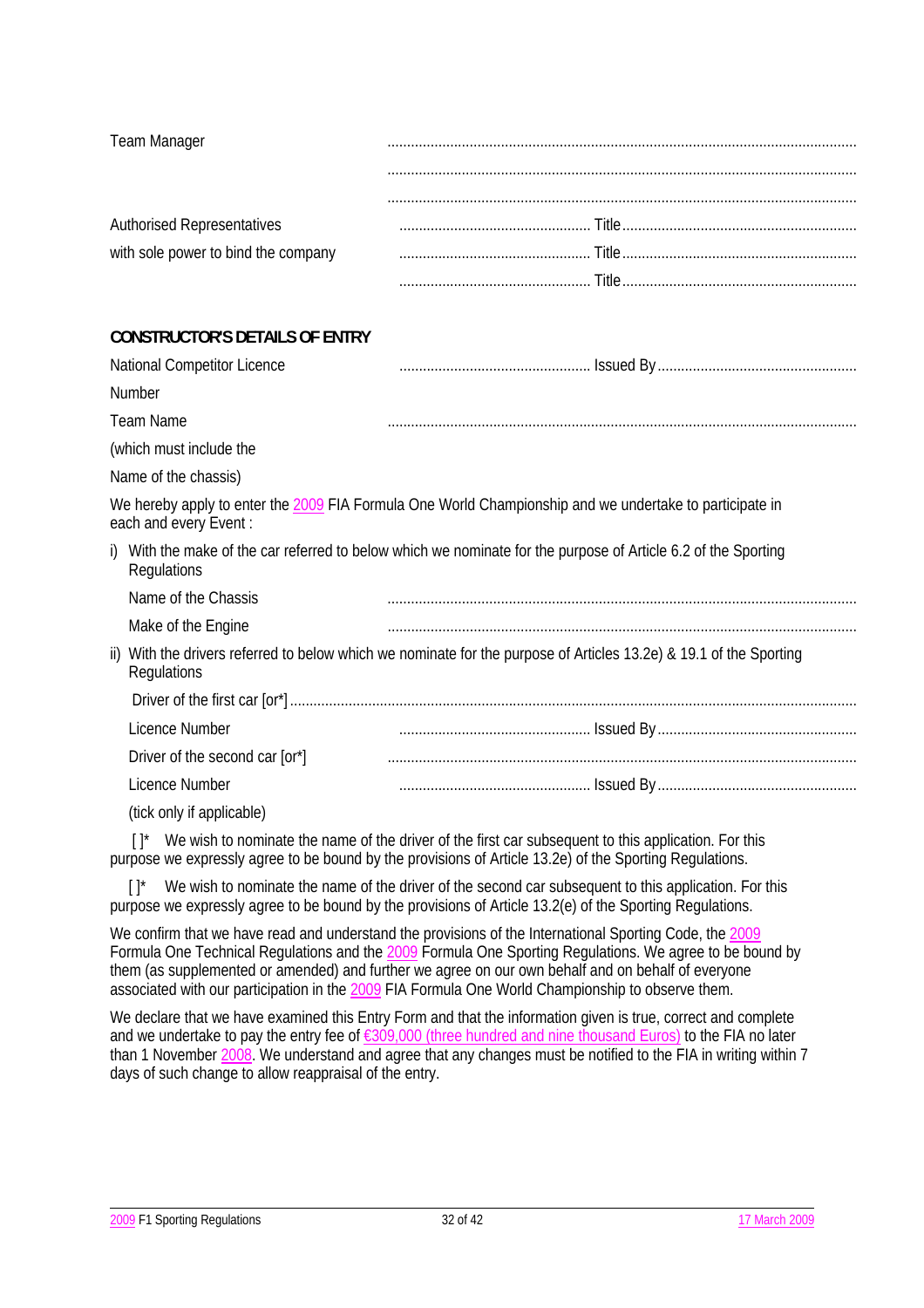Team Manager ........................................................................................................................

........................................................................................................................

........................................................................................................................

Authorised Representatives ................................................. Title............................................................

with sole power to bind the company ................................................. Title............................................................

................................................. Title............................................................

**CONSTRUCTOR'S DETAILS OF ENTRY**

National Competitor Licence Number ................................................. Issued By...................................................

Team Name (which must include the Name of the chassis) ........................................................................................................................

We hereby apply to enter the 2009 FIA Formula One World Championship and we undertake to participate in each and every Event :

i) With the make of the car referred to below which we nominate for the purpose of Article 6.2 of the Sporting Regulations

Name of the Chassis ........................................................................................................................

Make of the Engine ........................................................................................................................

ii) With the drivers referred to below which we nominate for the purpose of Articles 13.2e) & 19.1 of the Sporting Regulations

Driver of the first car [or*] ..............................................................................................................................................

Licence Number ................................................. Issued By...................................................

Driver of the second car [or*] ........................................................................................................................

Licence Number ................................................. Issued By...................................................

(tick only if applicable)

[ ]* We wish to nominate the name of the driver of the first car subsequent to this application. For this purpose we expressly agree to be bound by the provisions of Article 13.2e) of the Sporting Regulations.

[ ]* We wish to nominate the name of the driver of the second car subsequent to this application. For this purpose we expressly agree to be bound by the provisions of Article 13.2(e) of the Sporting Regulations.

We confirm that we have read and understand the provisions of the International Sporting Code, the 2009 Formula One Technical Regulations and the 2009 Formula One Sporting Regulations. We agree to be bound by them (as supplemented or amended) and further we agree on our own behalf and on behalf of everyone associated with our participation in the 2009 FIA Formula One World Championship to observe them.

We declare that we have examined this Entry Form and that the information given is true, correct and complete and we undertake to pay the entry fee of €309,000 (three hundred and nine thousand Euros) to the FIA no later than 1 November 2008. We understand and agree that any changes must be notified to the FIA in writing within 7 days of such change to allow reappraisal of the entry.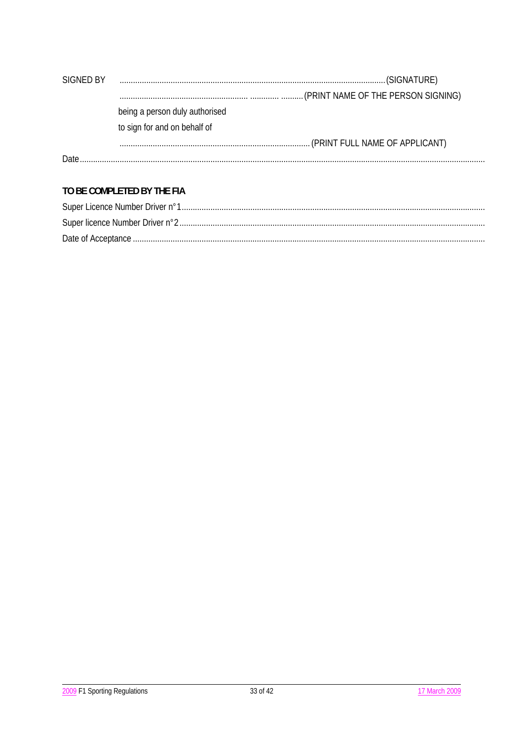SIGNED BY ........................................................................................................................(SIGNATURE)

......................................................... ............. ..........(PRINT NAME OF THE PERSON SIGNING)

being a person duly authorised

to sign for and on behalf of

......................................................................................(PRINT FULL NAME OF APPLICANT)

Date......................................................................................................................................................................

**TO BE COMPLETED BY THE FIA**

Super Licence Number Driver n°1........................................................................................................................

Super licence Number Driver n°2........................................................................................................................

Date of Acceptance ...........................................................................................................................................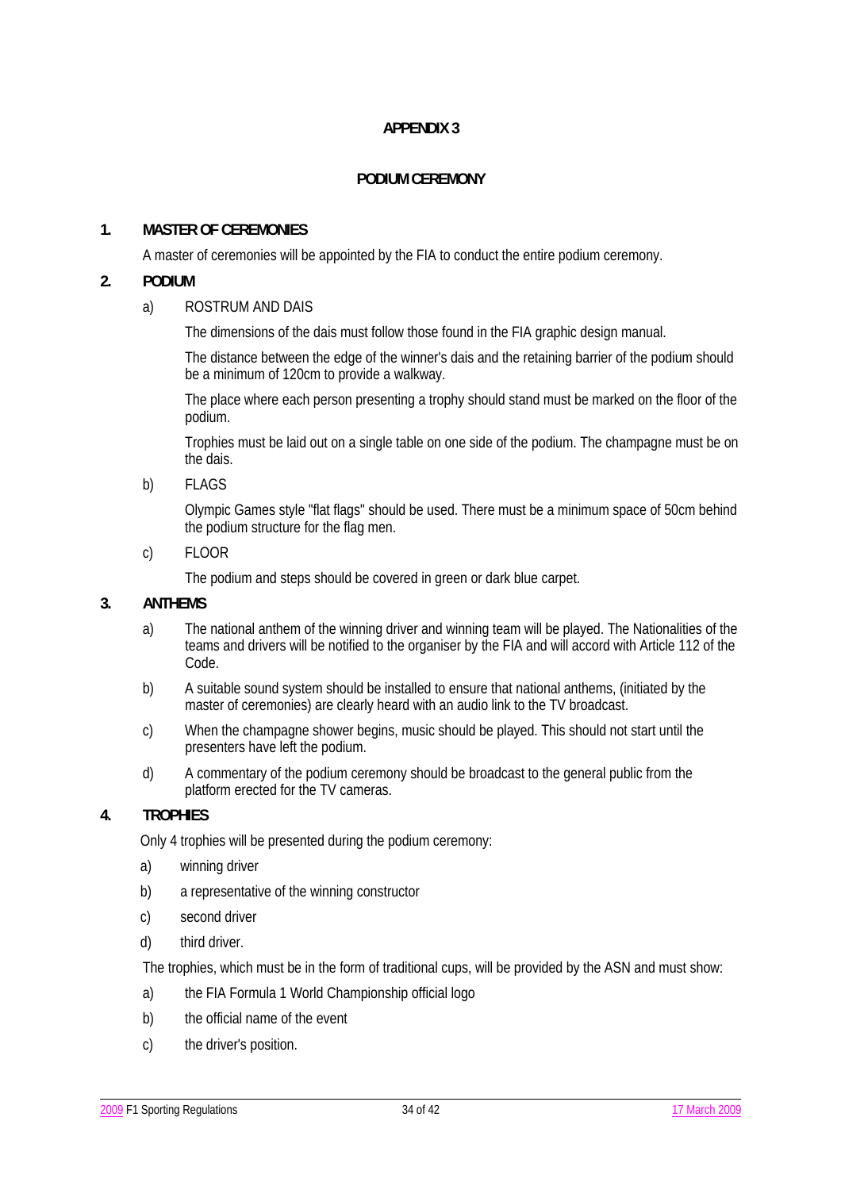# APPENDIX 3

## PODIUM CEREMONY

### 1. MASTER OF CEREMONIES

A master of ceremonies will be appointed by the FIA to conduct the entire podium ceremony.

### 2. PODIUM

a) ROSTRUM AND DAIS

The dimensions of the dais must follow those found in the FIA graphic design manual.

The distance between the edge of the winner's dais and the retaining barrier of the podium should be a minimum of 120cm to provide a walkway.

The place where each person presenting a trophy should stand must be marked on the floor of the podium.

Trophies must be laid out on a single table on one side of the podium. The champagne must be on the dais.

b) FLAGS

Olympic Games style "flat flags" should be used. There must be a minimum space of 50cm behind the podium structure for the flag men.

c) FLOOR

The podium and steps should be covered in green or dark blue carpet.

### 3. ANTHEMS

a) The national anthem of the winning driver and winning team will be played. The Nationalities of the teams and drivers will be notified to the organiser by the FIA and will accord with Article 112 of the Code.

b) A suitable sound system should be installed to ensure that national anthems, (initiated by the master of ceremonies) are clearly heard with an audio link to the TV broadcast.

c) When the champagne shower begins, music should be played. This should not start until the presenters have left the podium.

d) A commentary of the podium ceremony should be broadcast to the general public from the platform erected for the TV cameras.

### 4. TROPHIES

Only 4 trophies will be presented during the podium ceremony:

a) winning driver

b) a representative of the winning constructor

c) second driver

d) third driver.

The trophies, which must be in the form of traditional cups, will be provided by the ASN and must show:

a) the FIA Formula 1 World Championship official logo

b) the official name of the event

c) the driver's position.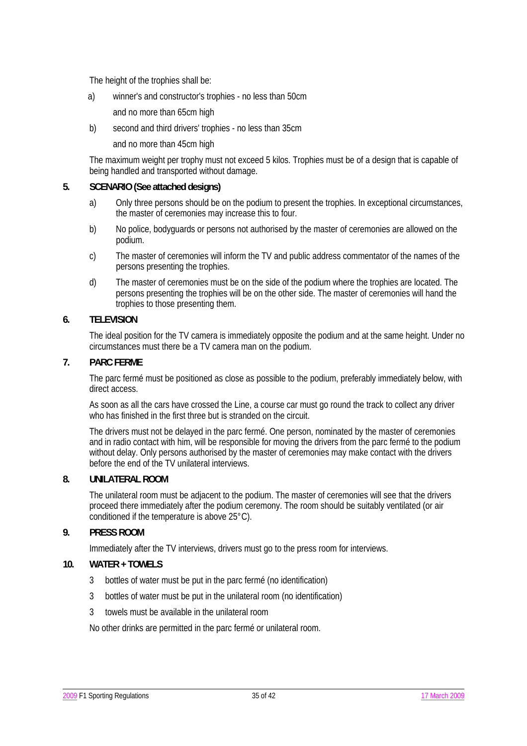The height of the trophies shall be:

a) winner's and constructor's trophies - no less than 50cm and no more than 65cm high

b) second and third drivers' trophies - no less than 35cm and no more than 45cm high

The maximum weight per trophy must not exceed 5 kilos. Trophies must be of a design that is capable of being handled and transported without damage.

**5. SCENARIO (See attached designs)**

a) Only three persons should be on the podium to present the trophies. In exceptional circumstances, the master of ceremonies may increase this to four.

b) No police, bodyguards or persons not authorised by the master of ceremonies are allowed on the podium.

c) The master of ceremonies will inform the TV and public address commentator of the names of the persons presenting the trophies.

d) The master of ceremonies must be on the side of the podium where the trophies are located. The persons presenting the trophies will be on the other side. The master of ceremonies will hand the trophies to those presenting them.

**6. TELEVISION**

The ideal position for the TV camera is immediately opposite the podium and at the same height. Under no circumstances must there be a TV camera man on the podium.

**7. PARC FERME**

The parc fermé must be positioned as close as possible to the podium, preferably immediately below, with direct access.

As soon as all the cars have crossed the Line, a course car must go round the track to collect any driver who has finished in the first three but is stranded on the circuit.

The drivers must not be delayed in the parc fermé. One person, nominated by the master of ceremonies and in radio contact with him, will be responsible for moving the drivers from the parc fermé to the podium without delay. Only persons authorised by the master of ceremonies may make contact with the drivers before the end of the TV unilateral interviews.

**8. UNILATERAL ROOM**

The unilateral room must be adjacent to the podium. The master of ceremonies will see that the drivers proceed there immediately after the podium ceremony. The room should be suitably ventilated (or air conditioned if the temperature is above 25°C).

**9. PRESS ROOM**

Immediately after the TV interviews, drivers must go to the press room for interviews.

**10. WATER + TOWELS**

3 bottles of water must be put in the parc fermé (no identification)

3 bottles of water must be put in the unilateral room (no identification)

3 towels must be available in the unilateral room

No other drinks are permitted in the parc fermé or unilateral room.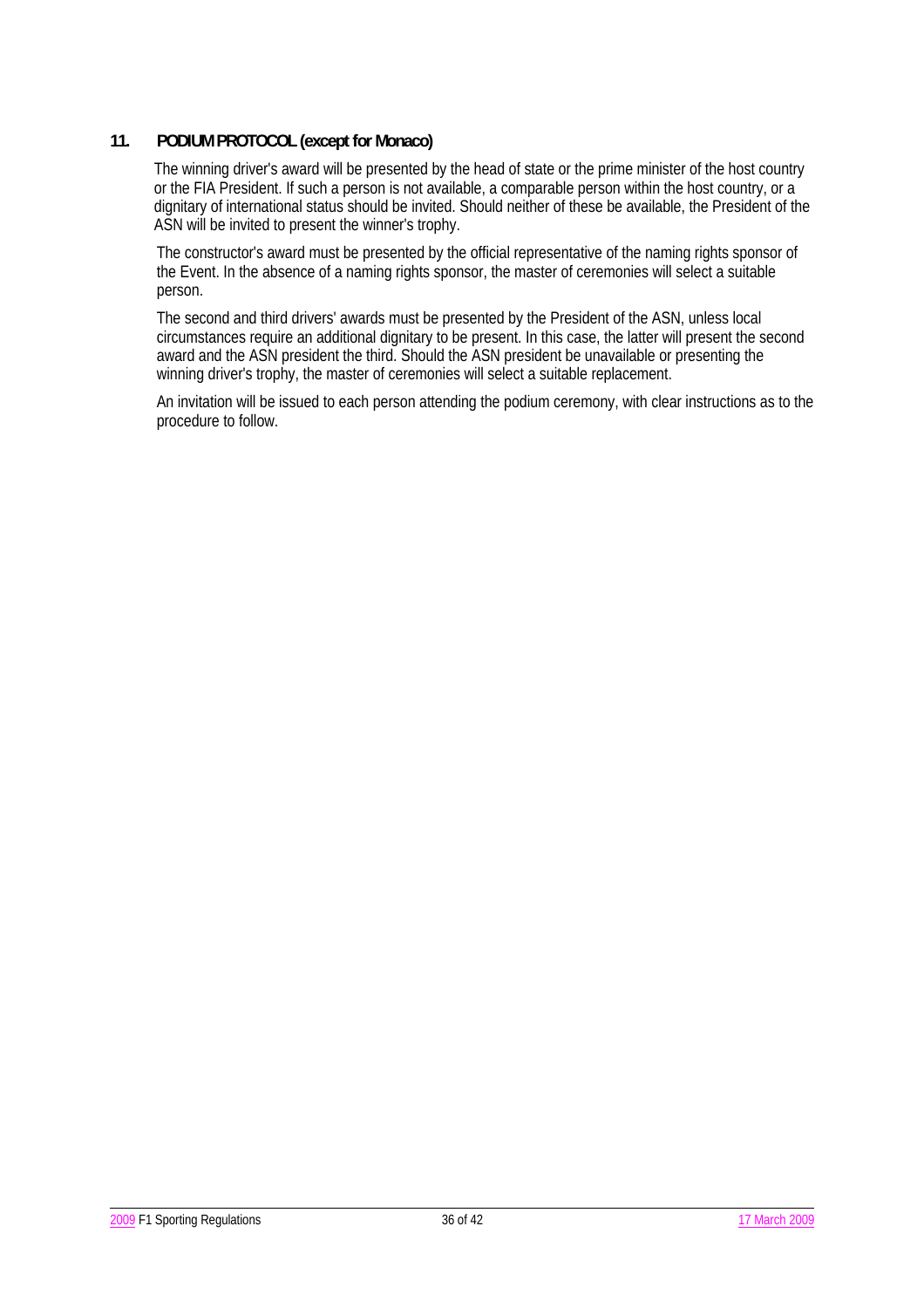## 11. PODIUM PROTOCOL (except for Monaco)

The winning driver's award will be presented by the head of state or the prime minister of the host country or the FIA President. If such a person is not available, a comparable person within the host country, or a dignitary of international status should be invited. Should neither of these be available, the President of the ASN will be invited to present the winner's trophy.

The constructor's award must be presented by the official representative of the naming rights sponsor of the Event. In the absence of a naming rights sponsor, the master of ceremonies will select a suitable person.

The second and third drivers' awards must be presented by the President of the ASN, unless local circumstances require an additional dignitary to be present. In this case, the latter will present the second award and the ASN president the third. Should the ASN president be unavailable or presenting the winning driver's trophy, the master of ceremonies will select a suitable replacement.

An invitation will be issued to each person attending the podium ceremony, with clear instructions as to the procedure to follow.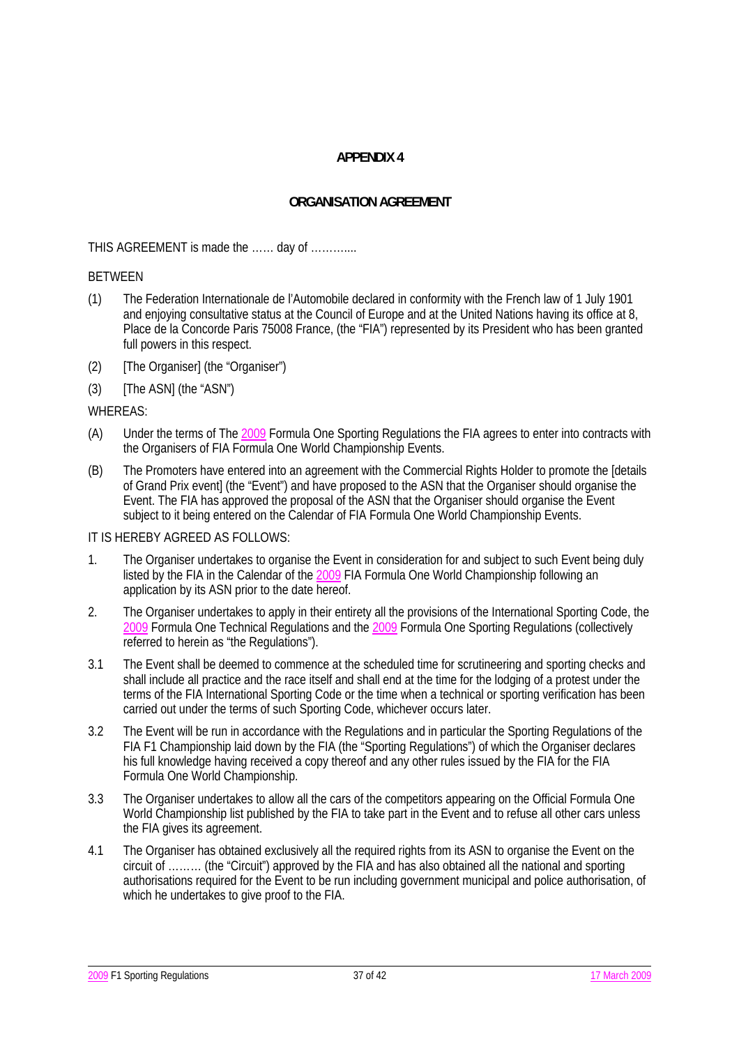# APPENDIX 4

## ORGANISATION AGREEMENT

THIS AGREEMENT is made the …… day of ………...

BETWEEN

(1) The Federation Internationale de l'Automobile declared in conformity with the French law of 1 July 1901 and enjoying consultative status at the Council of Europe and at the United Nations having its office at 8, Place de la Concorde Paris 75008 France, (the "FIA") represented by its President who has been granted full powers in this respect.

(2) [The Organiser] (the "Organiser")

(3) [The ASN] (the "ASN")

WHEREAS:

(A) Under the terms of The 2009 Formula One Sporting Regulations the FIA agrees to enter into contracts with the Organisers of FIA Formula One World Championship Events.

(B) The Promoters have entered into an agreement with the Commercial Rights Holder to promote the [details of Grand Prix event] (the "Event") and have proposed to the ASN that the Organiser should organise the Event. The FIA has approved the proposal of the ASN that the Organiser should organise the Event subject to it being entered on the Calendar of FIA Formula One World Championship Events.

IT IS HEREBY AGREED AS FOLLOWS:

1. The Organiser undertakes to organise the Event in consideration for and subject to such Event being duly listed by the FIA in the Calendar of the 2009 FIA Formula One World Championship following an application by its ASN prior to the date hereof.

2. The Organiser undertakes to apply in their entirety all the provisions of the International Sporting Code, the 2009 Formula One Technical Regulations and the 2009 Formula One Sporting Regulations (collectively referred to herein as "the Regulations").

3.1 The Event shall be deemed to commence at the scheduled time for scrutineering and sporting checks and shall include all practice and the race itself and shall end at the time for the lodging of a protest under the terms of the FIA International Sporting Code or the time when a technical or sporting verification has been carried out under the terms of such Sporting Code, whichever occurs later.

3.2 The Event will be run in accordance with the Regulations and in particular the Sporting Regulations of the FIA F1 Championship laid down by the FIA (the "Sporting Regulations") of which the Organiser declares his full knowledge having received a copy thereof and any other rules issued by the FIA for the FIA Formula One World Championship.

3.3 The Organiser undertakes to allow all the cars of the competitors appearing on the Official Formula One World Championship list published by the FIA to take part in the Event and to refuse all other cars unless the FIA gives its agreement.

4.1 The Organiser has obtained exclusively all the required rights from its ASN to organise the Event on the circuit of ……… (the "Circuit") approved by the FIA and has also obtained all the national and sporting authorisations required for the Event to be run including government municipal and police authorisation, of which he undertakes to give proof to the FIA.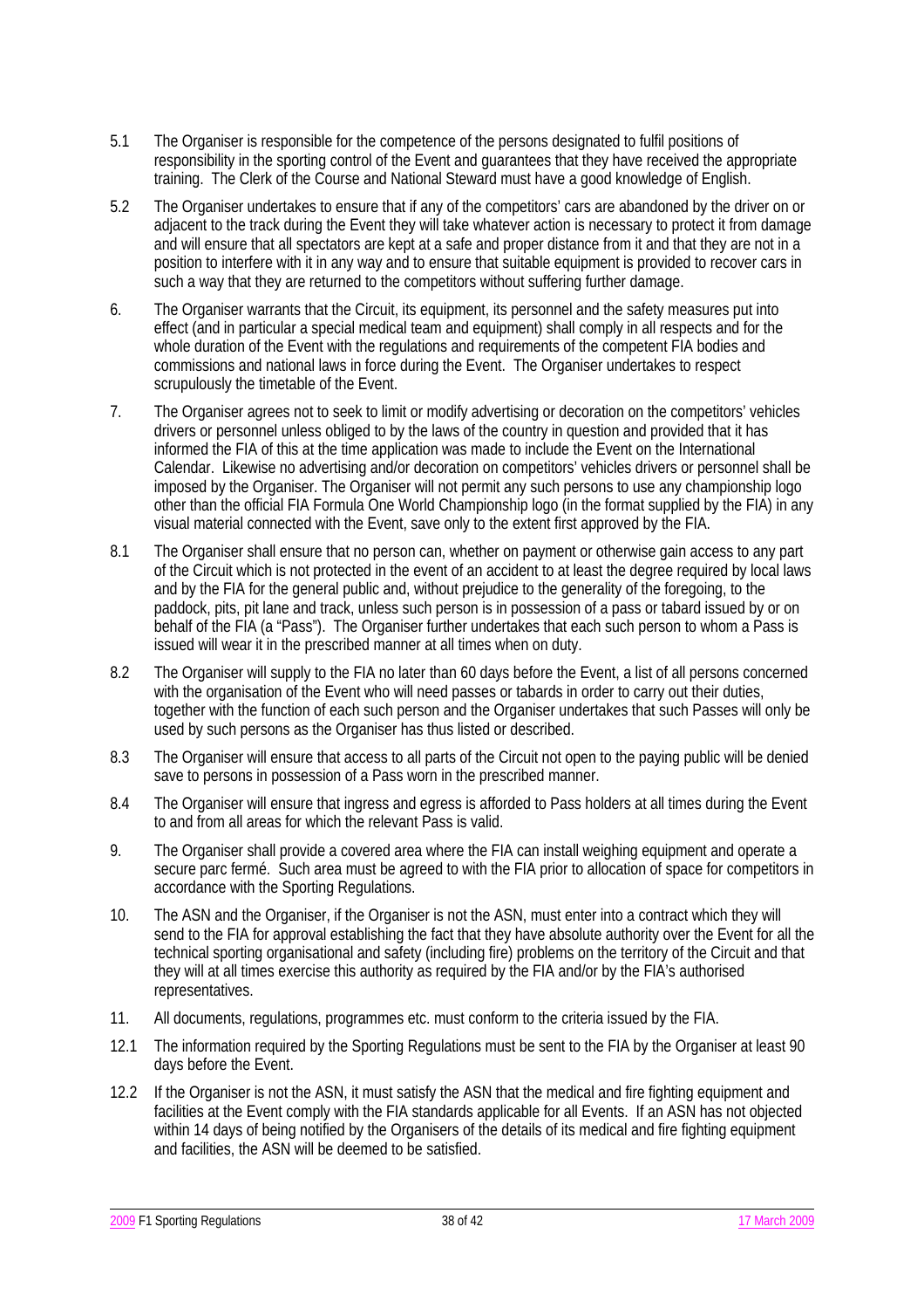5.1 The Organiser is responsible for the competence of the persons designated to fulfil positions of responsibility in the sporting control of the Event and guarantees that they have received the appropriate training. The Clerk of the Course and National Steward must have a good knowledge of English.

5.2 The Organiser undertakes to ensure that if any of the competitors' cars are abandoned by the driver on or adjacent to the track during the Event they will take whatever action is necessary to protect it from damage and will ensure that all spectators are kept at a safe and proper distance from it and that they are not in a position to interfere with it in any way and to ensure that suitable equipment is provided to recover cars in such a way that they are returned to the competitors without suffering further damage.

6. The Organiser warrants that the Circuit, its equipment, its personnel and the safety measures put into effect (and in particular a special medical team and equipment) shall comply in all respects and for the whole duration of the Event with the regulations and requirements of the competent FIA bodies and commissions and national laws in force during the Event. The Organiser undertakes to respect scrupulously the timetable of the Event.

7. The Organiser agrees not to seek to limit or modify advertising or decoration on the competitors' vehicles drivers or personnel unless obliged to by the laws of the country in question and provided that it has informed the FIA of this at the time application was made to include the Event on the International Calendar. Likewise no advertising and/or decoration on competitors' vehicles drivers or personnel shall be imposed by the Organiser. The Organiser will not permit any such persons to use any championship logo other than the official FIA Formula One World Championship logo (in the format supplied by the FIA) in any visual material connected with the Event, save only to the extent first approved by the FIA.

8.1 The Organiser shall ensure that no person can, whether on payment or otherwise gain access to any part of the Circuit which is not protected in the event of an accident to at least the degree required by local laws and by the FIA for the general public and, without prejudice to the generality of the foregoing, to the paddock, pits, pit lane and track, unless such person is in possession of a pass or tabard issued by or on behalf of the FIA (a "Pass"). The Organiser further undertakes that each such person to whom a Pass is issued will wear it in the prescribed manner at all times when on duty.

8.2 The Organiser will supply to the FIA no later than 60 days before the Event, a list of all persons concerned with the organisation of the Event who will need passes or tabards in order to carry out their duties, together with the function of each such person and the Organiser undertakes that such Passes will only be used by such persons as the Organiser has thus listed or described.

8.3 The Organiser will ensure that access to all parts of the Circuit not open to the paying public will be denied save to persons in possession of a Pass worn in the prescribed manner.

8.4 The Organiser will ensure that ingress and egress is afforded to Pass holders at all times during the Event to and from all areas for which the relevant Pass is valid.

9. The Organiser shall provide a covered area where the FIA can install weighing equipment and operate a secure parc fermé. Such area must be agreed to with the FIA prior to allocation of space for competitors in accordance with the Sporting Regulations.

10. The ASN and the Organiser, if the Organiser is not the ASN, must enter into a contract which they will send to the FIA for approval establishing the fact that they have absolute authority over the Event for all the technical sporting organisational and safety (including fire) problems on the territory of the Circuit and that they will at all times exercise this authority as required by the FIA and/or by the FIA's authorised representatives.

11. All documents, regulations, programmes etc. must conform to the criteria issued by the FIA.

12.1 The information required by the Sporting Regulations must be sent to the FIA by the Organiser at least 90 days before the Event.

12.2 If the Organiser is not the ASN, it must satisfy the ASN that the medical and fire fighting equipment and facilities at the Event comply with the FIA standards applicable for all Events. If an ASN has not objected within 14 days of being notified by the Organisers of the details of its medical and fire fighting equipment and facilities, the ASN will be deemed to be satisfied.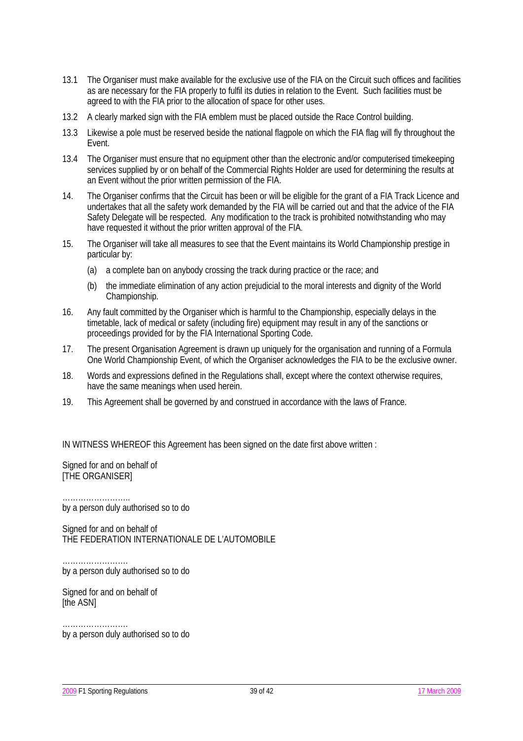13.1 The Organiser must make available for the exclusive use of the FIA on the Circuit such offices and facilities as are necessary for the FIA properly to fulfil its duties in relation to the Event. Such facilities must be agreed to with the FIA prior to the allocation of space for other uses.

13.2 A clearly marked sign with the FIA emblem must be placed outside the Race Control building.

13.3 Likewise a pole must be reserved beside the national flagpole on which the FIA flag will fly throughout the Event.

13.4 The Organiser must ensure that no equipment other than the electronic and/or computerised timekeeping services supplied by or on behalf of the Commercial Rights Holder are used for determining the results at an Event without the prior written permission of the FIA.

14. The Organiser confirms that the Circuit has been or will be eligible for the grant of a FIA Track Licence and undertakes that all the safety work demanded by the FIA will be carried out and that the advice of the FIA Safety Delegate will be respected. Any modification to the track is prohibited notwithstanding who may have requested it without the prior written approval of the FIA.

15. The Organiser will take all measures to see that the Event maintains its World Championship prestige in particular by:

   (a) a complete ban on anybody crossing the track during practice or the race; and

   (b) the immediate elimination of any action prejudicial to the moral interests and dignity of the World Championship.

16. Any fault committed by the Organiser which is harmful to the Championship, especially delays in the timetable, lack of medical or safety (including fire) equipment may result in any of the sanctions or proceedings provided for by the FIA International Sporting Code.

17. The present Organisation Agreement is drawn up uniquely for the organisation and running of a Formula One World Championship Event, of which the Organiser acknowledges the FIA to be the exclusive owner.

18. Words and expressions defined in the Regulations shall, except where the context otherwise requires, have the same meanings when used herein.

19. This Agreement shall be governed by and construed in accordance with the laws of France.

IN WITNESS WHEREOF this Agreement has been signed on the date first above written :

Signed for and on behalf of
[THE ORGANISER]

……………………..
by a person duly authorised so to do

Signed for and on behalf of
THE FEDERATION INTERNATIONALE DE L'AUTOMOBILE

…………………….
by a person duly authorised so to do

Signed for and on behalf of
[the ASN]

…………………….
by a person duly authorised so to do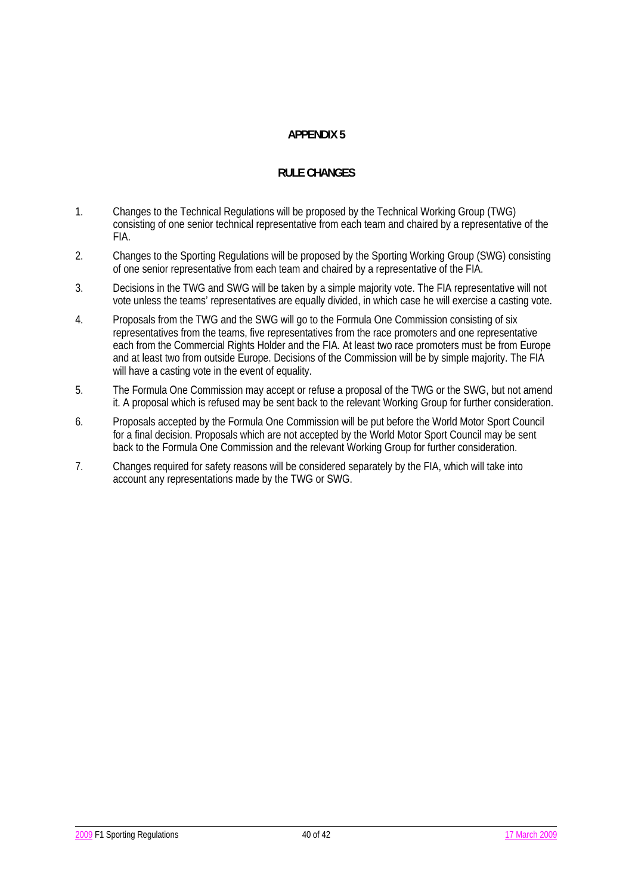# APPENDIX 5

## RULE CHANGES

1. Changes to the Technical Regulations will be proposed by the Technical Working Group (TWG) consisting of one senior technical representative from each team and chaired by a representative of the FIA.
2. Changes to the Sporting Regulations will be proposed by the Sporting Working Group (SWG) consisting of one senior representative from each team and chaired by a representative of the FIA.
3. Decisions in the TWG and SWG will be taken by a simple majority vote. The FIA representative will not vote unless the teams' representatives are equally divided, in which case he will exercise a casting vote.
4. Proposals from the TWG and the SWG will go to the Formula One Commission consisting of six representatives from the teams, five representatives from the race promoters and one representative each from the Commercial Rights Holder and the FIA. At least two race promoters must be from Europe and at least two from outside Europe. Decisions of the Commission will be by simple majority. The FIA will have a casting vote in the event of equality.
5. The Formula One Commission may accept or refuse a proposal of the TWG or the SWG, but not amend it. A proposal which is refused may be sent back to the relevant Working Group for further consideration.
6. Proposals accepted by the Formula One Commission will be put before the World Motor Sport Council for a final decision. Proposals which are not accepted by the World Motor Sport Council may be sent back to the Formula One Commission and the relevant Working Group for further consideration.
7. Changes required for safety reasons will be considered separately by the FIA, which will take into account any representations made by the TWG or SWG.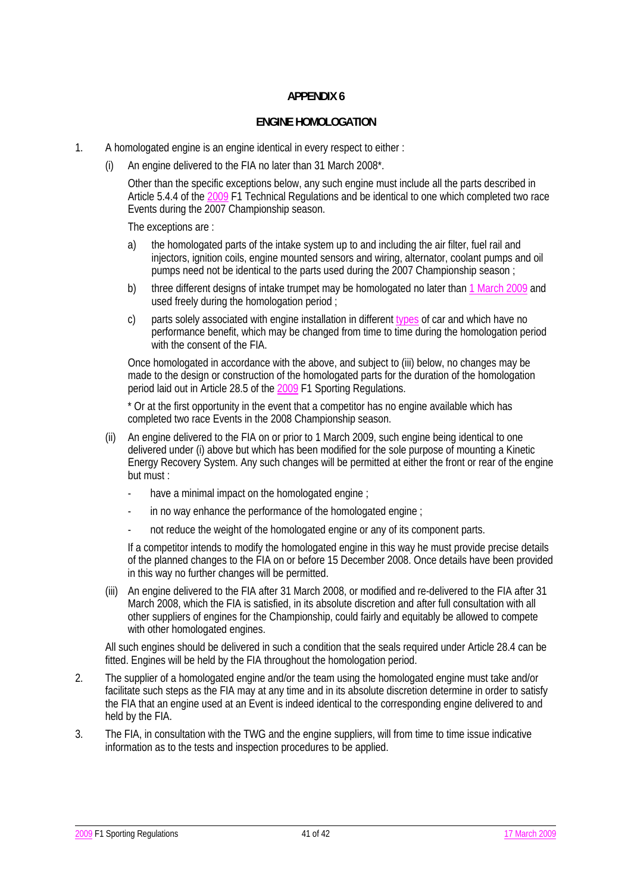# APPENDIX 6

## ENGINE HOMOLOGATION

1. A homologated engine is an engine identical in every respect to either :

   (i) An engine delivered to the FIA no later than 31 March 2008*.

   Other than the specific exceptions below, any such engine must include all the parts described in Article 5.4.4 of the 2009 F1 Technical Regulations and be identical to one which completed two race Events during the 2007 Championship season.

   The exceptions are :

   a) the homologated parts of the intake system up to and including the air filter, fuel rail and injectors, ignition coils, engine mounted sensors and wiring, alternator, coolant pumps and oil pumps need not be identical to the parts used during the 2007 Championship season ;

   b) three different designs of intake trumpet may be homologated no later than 1 March 2009 and used freely during the homologation period ;

   c) parts solely associated with engine installation in different types of car and which have no performance benefit, which may be changed from time to time during the homologation period with the consent of the FIA.

   Once homologated in accordance with the above, and subject to (iii) below, no changes may be made to the design or construction of the homologated parts for the duration of the homologation period laid out in Article 28.5 of the 2009 F1 Sporting Regulations.

   \* Or at the first opportunity in the event that a competitor has no engine available which has completed two race Events in the 2008 Championship season.

   (ii) An engine delivered to the FIA on or prior to 1 March 2009, such engine being identical to one delivered under (i) above but which has been modified for the sole purpose of mounting a Kinetic Energy Recovery System. Any such changes will be permitted at either the front or rear of the engine but must :

   - have a minimal impact on the homologated engine ;
   - in no way enhance the performance of the homologated engine ;
   - not reduce the weight of the homologated engine or any of its component parts.

   If a competitor intends to modify the homologated engine in this way he must provide precise details of the planned changes to the FIA on or before 15 December 2008. Once details have been provided in this way no further changes will be permitted.

   (iii) An engine delivered to the FIA after 31 March 2008, or modified and re-delivered to the FIA after 31 March 2008, which the FIA is satisfied, in its absolute discretion and after full consultation with all other suppliers of engines for the Championship, could fairly and equitably be allowed to compete with other homologated engines.

   All such engines should be delivered in such a condition that the seals required under Article 28.4 can be fitted. Engines will be held by the FIA throughout the homologation period.

2. The supplier of a homologated engine and/or the team using the homologated engine must take and/or facilitate such steps as the FIA may at any time and in its absolute discretion determine in order to satisfy the FIA that an engine used at an Event is indeed identical to the corresponding engine delivered to and held by the FIA.

3. The FIA, in consultation with the TWG and the engine suppliers, will from time to time issue indicative information as to the tests and inspection procedures to be applied.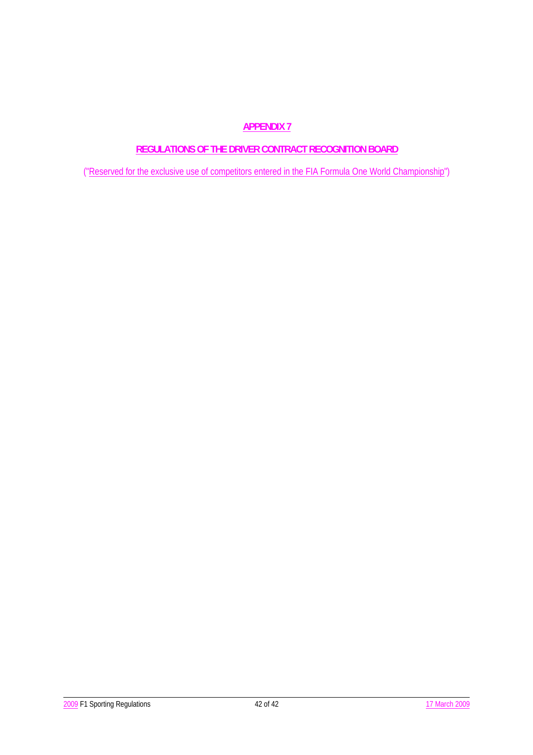# APPENDIX 7

## REGULATIONS OF THE DRIVER CONTRACT RECOGNITION BOARD

("Reserved for the exclusive use of competitors entered in the FIA Formula One World Championship")